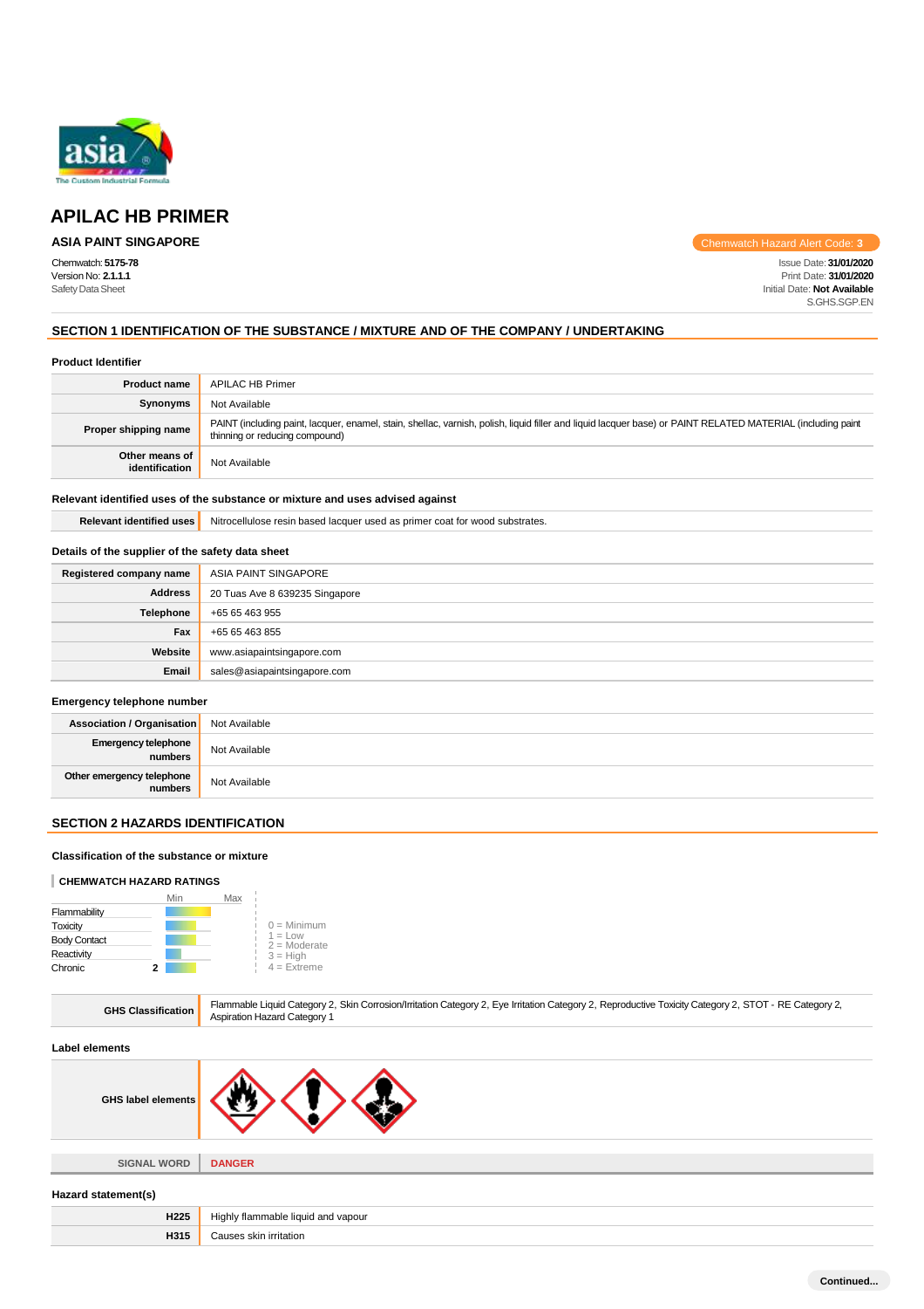# APILAC HB PRIMER

**ASIA PAINT SINGAPORE**

Chemwatch Hazard Alert Code: **3**

Chemwatch: **5175-78**
Version No: **2.1.1.1**
Safety Data Sheet

Issue Date: **31/01/2020**
Print Date: **31/01/2020**
Initial Date: **Not Available**
S.GHS.SGP.EN

## SECTION 1 IDENTIFICATION OF THE SUBSTANCE / MIXTURE AND OF THE COMPANY / UNDERTAKING

### Product Identifier

| | |
|---|---|
| **Product name** | APILAC HB Primer |
| **Synonyms** | Not Available |
| **Proper shipping name** | PAINT (including paint, lacquer, enamel, stain, shellac, varnish, polish, liquid filler and liquid lacquer base) or PAINT RELATED MATERIAL (including paint thinning or reducing compound) |
| **Other means of identification** | Not Available |

### Relevant identified uses of the substance or mixture and uses advised against

| | |
|---|---|
| **Relevant identified uses** | Nitrocellulose resin based lacquer used as primer coat for wood substrates. |

### Details of the supplier of the safety data sheet

| | |
|---|---|
| **Registered company name** | ASIA PAINT SINGAPORE |
| **Address** | 20 Tuas Ave 8 639235 Singapore |
| **Telephone** | +65 65 463 955 |
| **Fax** | +65 65 463 855 |
| **Website** | www.asiapaintsingapore.com |
| **Email** | sales@asiapaintsingapore.com |

### Emergency telephone number

| | |
|---|---|
| **Association / Organisation** | Not Available |
| **Emergency telephone numbers** | Not Available |
| **Other emergency telephone numbers** | Not Available |

## SECTION 2 HAZARDS IDENTIFICATION

### Classification of the substance or mixture

**CHEMWATCH HAZARD RATINGS**

| | | Min | Max |
|---|---|---|---|
| Flammability | | | |
| Toxicity | | | |
| Body Contact | | | |
| Reactivity | | | |
| Chronic | 2 | | |

0 = Minimum
1 = Low
2 = Moderate
3 = High
4 = Extreme

| | |
|---|---|
| **GHS Classification** | Flammable Liquid Category 2, Skin Corrosion/Irritation Category 2, Eye Irritation Category 2, Reproductive Toxicity Category 2, STOT - RE Category 2, Aspiration Hazard Category 1 |

### Label elements

| | |
|---|---|
| **GHS label elements** | |
| **SIGNAL WORD** | **DANGER** |

### Hazard statement(s)

| | |
|---|---|
| **H225** | Highly flammable liquid and vapour |
| **H315** | Causes skin irritation |

**Continued...**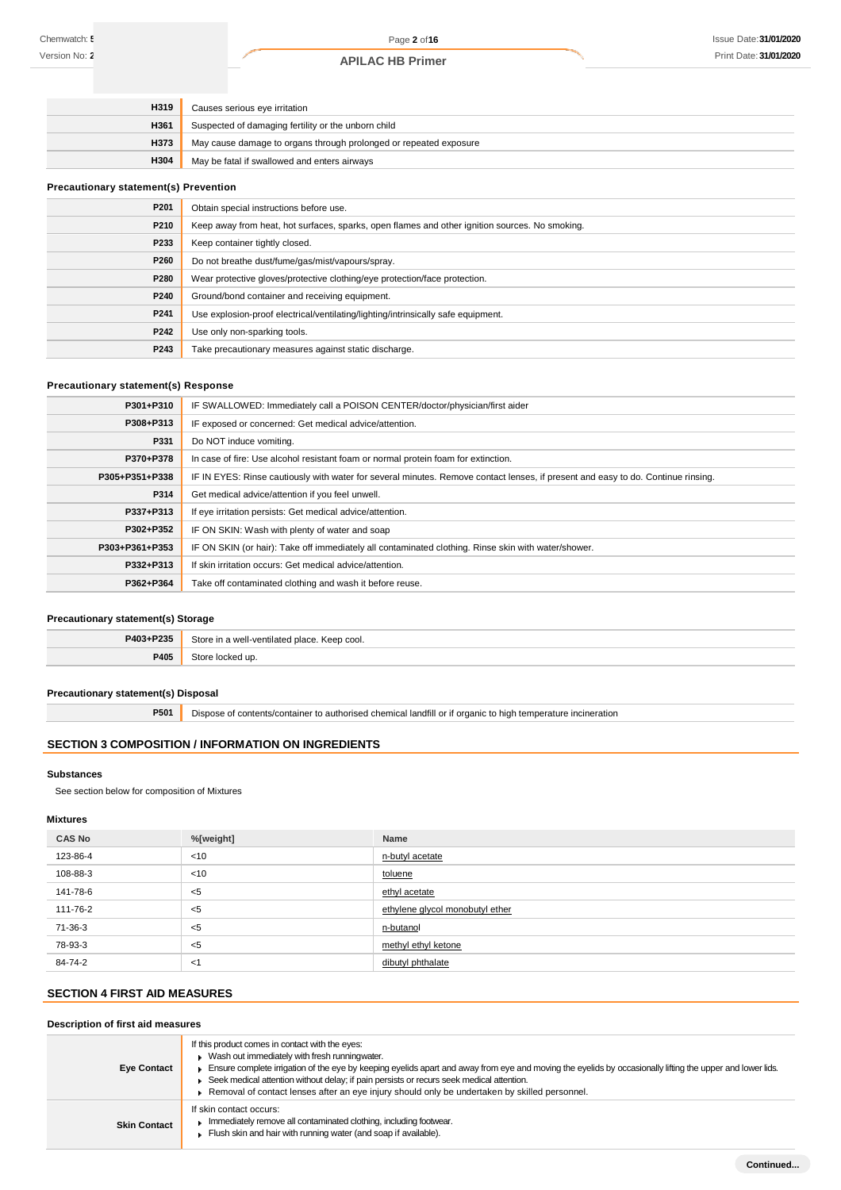| | |
|---|---|
| H319 | Causes serious eye irritation |
| H361 | Suspected of damaging fertility or the unborn child |
| H373 | May cause damage to organs through prolonged or repeated exposure |
| H304 | May be fatal if swallowed and enters airways |

### Precautionary statement(s) Prevention

| | |
|---|---|
| P201 | Obtain special instructions before use. |
| P210 | Keep away from heat, hot surfaces, sparks, open flames and other ignition sources. No smoking. |
| P233 | Keep container tightly closed. |
| P260 | Do not breathe dust/fume/gas/mist/vapours/spray. |
| P280 | Wear protective gloves/protective clothing/eye protection/face protection. |
| P240 | Ground/bond container and receiving equipment. |
| P241 | Use explosion-proof electrical/ventilating/lighting/intrinsically safe equipment. |
| P242 | Use only non-sparking tools. |
| P243 | Take precautionary measures against static discharge. |

### Precautionary statement(s) Response

| | |
|---|---|
| P301+P310 | IF SWALLOWED: Immediately call a POISON CENTER/doctor/physician/first aider |
| P308+P313 | IF exposed or concerned: Get medical advice/attention. |
| P331 | Do NOT induce vomiting. |
| P370+P378 | In case of fire: Use alcohol resistant foam or normal protein foam for extinction. |
| P305+P351+P338 | IF IN EYES: Rinse cautiously with water for several minutes. Remove contact lenses, if present and easy to do. Continue rinsing. |
| P314 | Get medical advice/attention if you feel unwell. |
| P337+P313 | If eye irritation persists: Get medical advice/attention. |
| P302+P352 | IF ON SKIN: Wash with plenty of water and soap |
| P303+P361+P353 | IF ON SKIN (or hair): Take off immediately all contaminated clothing. Rinse skin with water/shower. |
| P332+P313 | If skin irritation occurs: Get medical advice/attention. |
| P362+P364 | Take off contaminated clothing and wash it before reuse. |

### Precautionary statement(s) Storage

| | |
|---|---|
| P403+P235 | Store in a well-ventilated place. Keep cool. |
| P405 | Store locked up. |

### Precautionary statement(s) Disposal

| | |
|---|---|
| P501 | Dispose of contents/container to authorised chemical landfill or if organic to high temperature incineration |

## SECTION 3 COMPOSITION / INFORMATION ON INGREDIENTS

### Substances

See section below for composition of Mixtures

### Mixtures

| CAS No | %[weight] | Name |
|---|---|---|
| 123-86-4 | <10 | n-butyl acetate |
| 108-88-3 | <10 | toluene |
| 141-78-6 | <5 | ethyl acetate |
| 111-76-2 | <5 | ethylene glycol monobutyl ether |
| 71-36-3 | <5 | n-butanol |
| 78-93-3 | <5 | methyl ethyl ketone |
| 84-74-2 | <1 | dibutyl phthalate |

## SECTION 4 FIRST AID MEASURES

### Description of first aid measures

| | |
|---|---|
| Eye Contact | If this product comes in contact with the eyes:<br>- Wash out immediately with fresh running water.<br>- Ensure complete irrigation of the eye by keeping eyelids apart and away from eye and moving the eyelids by occasionally lifting the upper and lower lids.<br>- Seek medical attention without delay; if pain persists or recurs seek medical attention.<br>- Removal of contact lenses after an eye injury should only be undertaken by skilled personnel. |
| Skin Contact | If skin contact occurs:<br>- Immediately remove all contaminated clothing, including footwear.<br>- Flush skin and hair with running water (and soap if available). |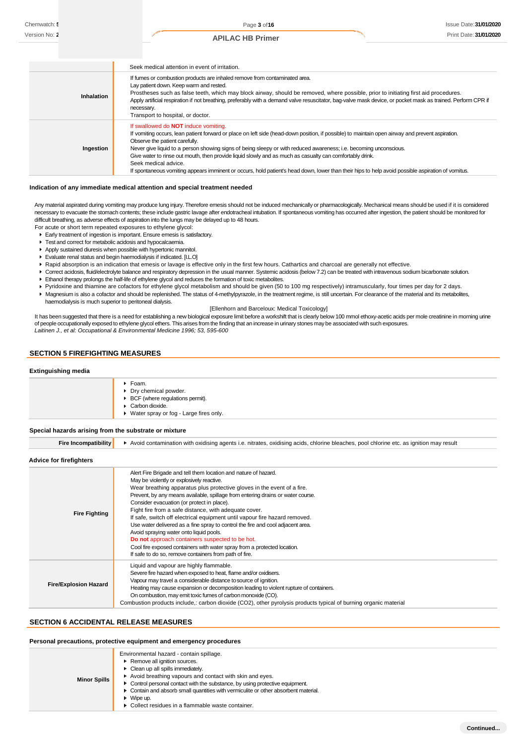| | |
|---|---|
| | Seek medical attention in event of irritation. |
| **Inhalation** | If fumes or combustion products are inhaled remove from contaminated area.<br>Lay patient down. Keep warm and rested.<br>Prostheses such as false teeth, which may block airway, should be removed, where possible, prior to initiating first aid procedures.<br>Apply artificial respiration if not breathing, preferably with a demand valve resuscitator, bag-valve mask device, or pocket mask as trained. Perform CPR if necessary.<br>Transport to hospital, or doctor. |
| **Ingestion** | If swallowed do **NOT** induce vomiting.<br>If vomiting occurs, lean patient forward or place on left side (head-down position, if possible) to maintain open airway and prevent aspiration.<br>Observe the patient carefully.<br>Never give liquid to a person showing signs of being sleepy or with reduced awareness; i.e. becoming unconscious.<br>Give water to rinse out mouth, then provide liquid slowly and as much as casualty can comfortably drink.<br>Seek medical advice.<br>If spontaneous vomiting appears imminent or occurs, hold patient's head down, lower than their hips to help avoid possible aspiration of vomitus. |

### Indication of any immediate medical attention and special treatment needed

Any material aspirated during vomiting may produce lung injury. Therefore emesis should not be induced mechanically or pharmacologically. Mechanical means should be used if it is considered necessary to evacuate the stomach contents; these include gastric lavage after endotracheal intubation. If spontaneous vomiting has occurred after ingestion, the patient should be monitored for difficult breathing, as adverse effects of aspiration into the lungs may be delayed up to 48 hours.

For acute or short term repeated exposures to ethylene glycol:

- Early treatment of ingestion is important. Ensure emesis is satisfactory.
- Test and correct for metabolic acidosis and hypocalcaemia.
- Apply sustained diuresis when possible with hypertonic mannitol.
- Evaluate renal status and begin haemodialysis if indicated. [I.L.O]
- Rapid absorption is an indication that emesis or lavage is effective only in the first few hours. Cathartics and charcoal are generally not effective.
- Correct acidosis, fluid/electrolyte balance and respiratory depression in the usual manner. Systemic acidosis (below 7.2) can be treated with intravenous sodium bicarbonate solution.
- Ethanol therapy prolongs the half-life of ethylene glycol and reduces the formation of toxic metabolites.
- Pyridoxine and thiamine are cofactors for ethylene glycol metabolism and should be given (50 to 100 mg respectively) intramuscularly, four times per day for 2 days.
- Magnesium is also a cofactor and should be replenished. The status of 4-methylpyrazole, in the treatment regime, is still uncertain. For clearance of the material and its metabolites, haemodialysis is much superior to peritoneal dialysis.

[Ellenhorn and Barceloux: Medical Toxicology]

It has been suggested that there is a need for establishing a new biological exposure limit before a workshift that is clearly below 100 mmol ethoxy-acetic acids per mole creatinine in morning urine of people occupationally exposed to ethylene glycol ethers. This arises from the finding that an increase in urinary stones may be associated with such exposures.
*Laitinen J., et al: Occupational & Environmental Medicine 1996; 53, 595-600*

## SECTION 5 FIREFIGHTING MEASURES

### Extinguishing media

- Foam.
- Dry chemical powder.
- BCF (where regulations permit).
- Carbon dioxide.
- Water spray or fog - Large fires only.

### Special hazards arising from the substrate or mixture

| | |
|---|---|
| **Fire Incompatibility** | Avoid contamination with oxidising agents i.e. nitrates, oxidising acids, chlorine bleaches, pool chlorine etc. as ignition may result |

### Advice for firefighters

| | |
|---|---|
| **Fire Fighting** | Alert Fire Brigade and tell them location and nature of hazard.<br>May be violently or explosively reactive.<br>Wear breathing apparatus plus protective gloves in the event of a fire.<br>Prevent, by any means available, spillage from entering drains or water course.<br>Consider evacuation (or protect in place).<br>Fight fire from a safe distance, with adequate cover.<br>If safe, switch off electrical equipment until vapour fire hazard removed.<br>Use water delivered as a fine spray to control the fire and cool adjacent area.<br>Avoid spraying water onto liquid pools.<br>**Do not** approach containers suspected to be hot.<br>Cool fire exposed containers with water spray from a protected location.<br>If safe to do so, remove containers from path of fire. |
| **Fire/Explosion Hazard** | Liquid and vapour are highly flammable.<br>Severe fire hazard when exposed to heat, flame and/or oxidisers.<br>Vapour may travel a considerable distance to source of ignition.<br>Heating may cause expansion or decomposition leading to violent rupture of containers.<br>On combustion, may emit toxic fumes of carbon monoxide (CO).<br>Combustion products include,: carbon dioxide ($CO_2$), other pyrolysis products typical of burning organic material |

## SECTION 6 ACCIDENTAL RELEASE MEASURES

### Personal precautions, protective equipment and emergency procedures

| | |
|---|---|
| **Minor Spills** | Environmental hazard - contain spillage.<br>• Remove all ignition sources.<br>• Clean up all spills immediately.<br>• Avoid breathing vapours and contact with skin and eyes.<br>• Control personal contact with the substance, by using protective equipment.<br>• Contain and absorb small quantities with vermiculite or other absorbent material.<br>• Wipe up.<br>• Collect residues in a flammable waste container. |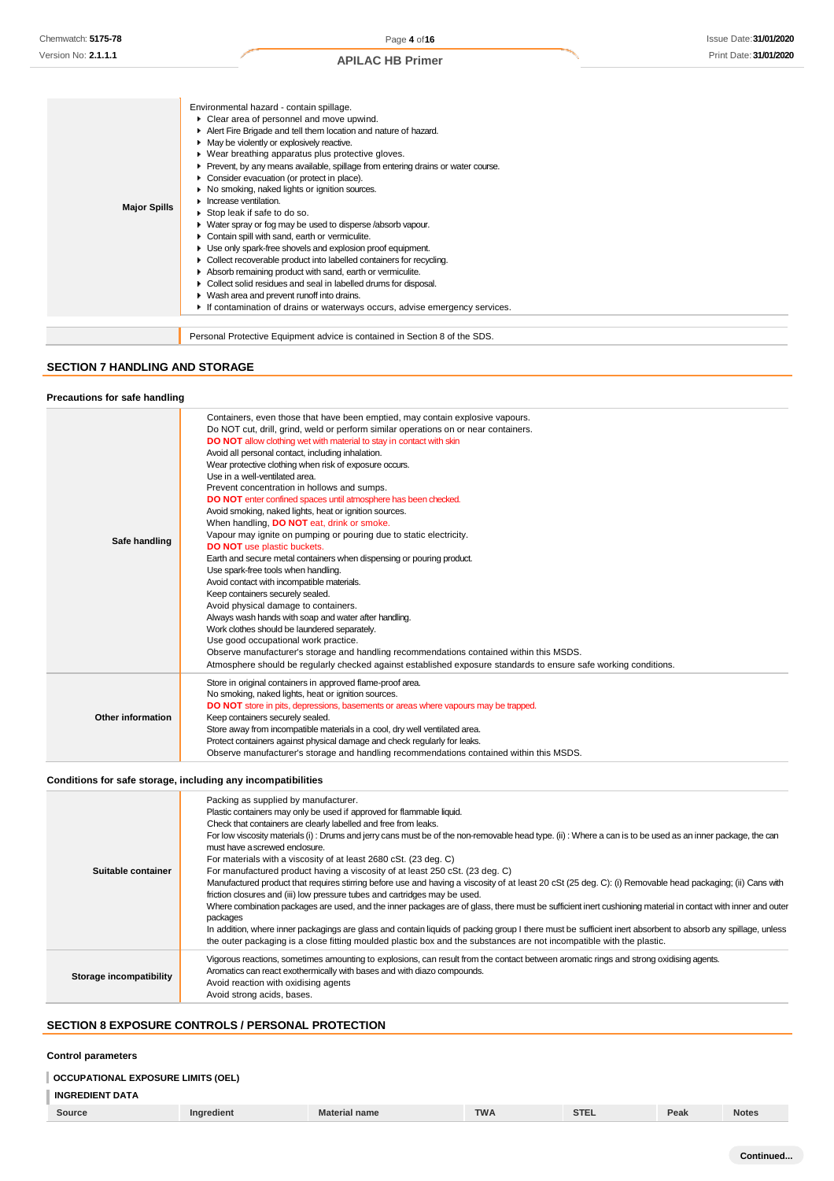| | |
|---|---|
| **Major Spills** | Environmental hazard - contain spillage.<br>▸ Clear area of personnel and move upwind.<br>▸ Alert Fire Brigade and tell them location and nature of hazard.<br>▸ May be violently or explosively reactive.<br>▸ Wear breathing apparatus plus protective gloves.<br>▸ Prevent, by any means available, spillage from entering drains or water course.<br>▸ Consider evacuation (or protect in place).<br>▸ No smoking, naked lights or ignition sources.<br>▸ Increase ventilation.<br>▸ Stop leak if safe to do so.<br>▸ Water spray or fog may be used to disperse /absorb vapour.<br>▸ Contain spill with sand, earth or vermiculite.<br>▸ Use only spark-free shovels and explosion proof equipment.<br>▸ Collect recoverable product into labelled containers for recycling.<br>▸ Absorb remaining product with sand, earth or vermiculite.<br>▸ Collect solid residues and seal in labelled drums for disposal.<br>▸ Wash area and prevent runoff into drains.<br>▸ If contamination of drains or waterways occurs, advise emergency services. |

| | |
|---|---|
| | Personal Protective Equipment advice is contained in Section 8 of the SDS. |

## SECTION 7 HANDLING AND STORAGE

### Precautions for safe handling

| | |
|---|---|
| **Safe handling** | Containers, even those that have been emptied, may contain explosive vapours.<br>Do NOT cut, drill, grind, weld or perform similar operations on or near containers.<br>**DO NOT** allow clothing wet with material to stay in contact with skin<br>Avoid all personal contact, including inhalation.<br>Wear protective clothing when risk of exposure occurs.<br>Use in a well-ventilated area.<br>Prevent concentration in hollows and sumps.<br>**DO NOT** enter confined spaces until atmosphere has been checked.<br>Avoid smoking, naked lights, heat or ignition sources.<br>When handling, **DO NOT** eat, drink or smoke.<br>Vapour may ignite on pumping or pouring due to static electricity.<br>**DO NOT** use plastic buckets.<br>Earth and secure metal containers when dispensing or pouring product.<br>Use spark-free tools when handling.<br>Avoid contact with incompatible materials.<br>Keep containers securely sealed.<br>Avoid physical damage to containers.<br>Always wash hands with soap and water after handling.<br>Work clothes should be laundered separately.<br>Use good occupational work practice.<br>Observe manufacturer's storage and handling recommendations contained within this MSDS.<br>Atmosphere should be regularly checked against established exposure standards to ensure safe working conditions. |
| **Other information** | Store in original containers in approved flame-proof area.<br>No smoking, naked lights, heat or ignition sources.<br>**DO NOT** store in pits, depressions, basements or areas where vapours may be trapped.<br>Keep containers securely sealed.<br>Store away from incompatible materials in a cool, dry well ventilated area.<br>Protect containers against physical damage and check regularly for leaks.<br>Observe manufacturer's storage and handling recommendations contained within this MSDS. |

### Conditions for safe storage, including any incompatibilities

| | |
|---|---|
| **Suitable container** | Packing as supplied by manufacturer.<br>Plastic containers may only be used if approved for flammable liquid.<br>Check that containers are clearly labelled and free from leaks.<br>For low viscosity materials (i) : Drums and jerry cans must be of the non-removable head type. (ii) : Where a can is to be used as an inner package, the can must have a screwed enclosure.<br>For materials with a viscosity of at least 2680 cSt. (23 deg. C)<br>For manufactured product having a viscosity of at least 250 cSt. (23 deg. C)<br>Manufactured product that requires stirring before use and having a viscosity of at least 20 cSt (25 deg. C): (i) Removable head packaging; (ii) Cans with friction closures and (iii) low pressure tubes and cartridges may be used.<br>Where combination packages are used, and the inner packages are of glass, there must be sufficient inert cushioning material in contact with inner and outer packages<br>In addition, where inner packagings are glass and contain liquids of packing group I there must be sufficient inert absorbent to absorb any spillage, unless the outer packaging is a close fitting moulded plastic box and the substances are not incompatible with the plastic. |
| **Storage incompatibility** | Vigorous reactions, sometimes amounting to explosions, can result from the contact between aromatic rings and strong oxidising agents.<br>Aromatics can react exothermically with bases and with diazo compounds.<br>Avoid reaction with oxidising agents<br>Avoid strong acids, bases. |

## SECTION 8 EXPOSURE CONTROLS / PERSONAL PROTECTION

### Control parameters

**OCCUPATIONAL EXPOSURE LIMITS (OEL)**

**INGREDIENT DATA**

| Source | Ingredient | Material name | TWA | STEL | Peak | Notes |
|---|---|---|---|---|---|---|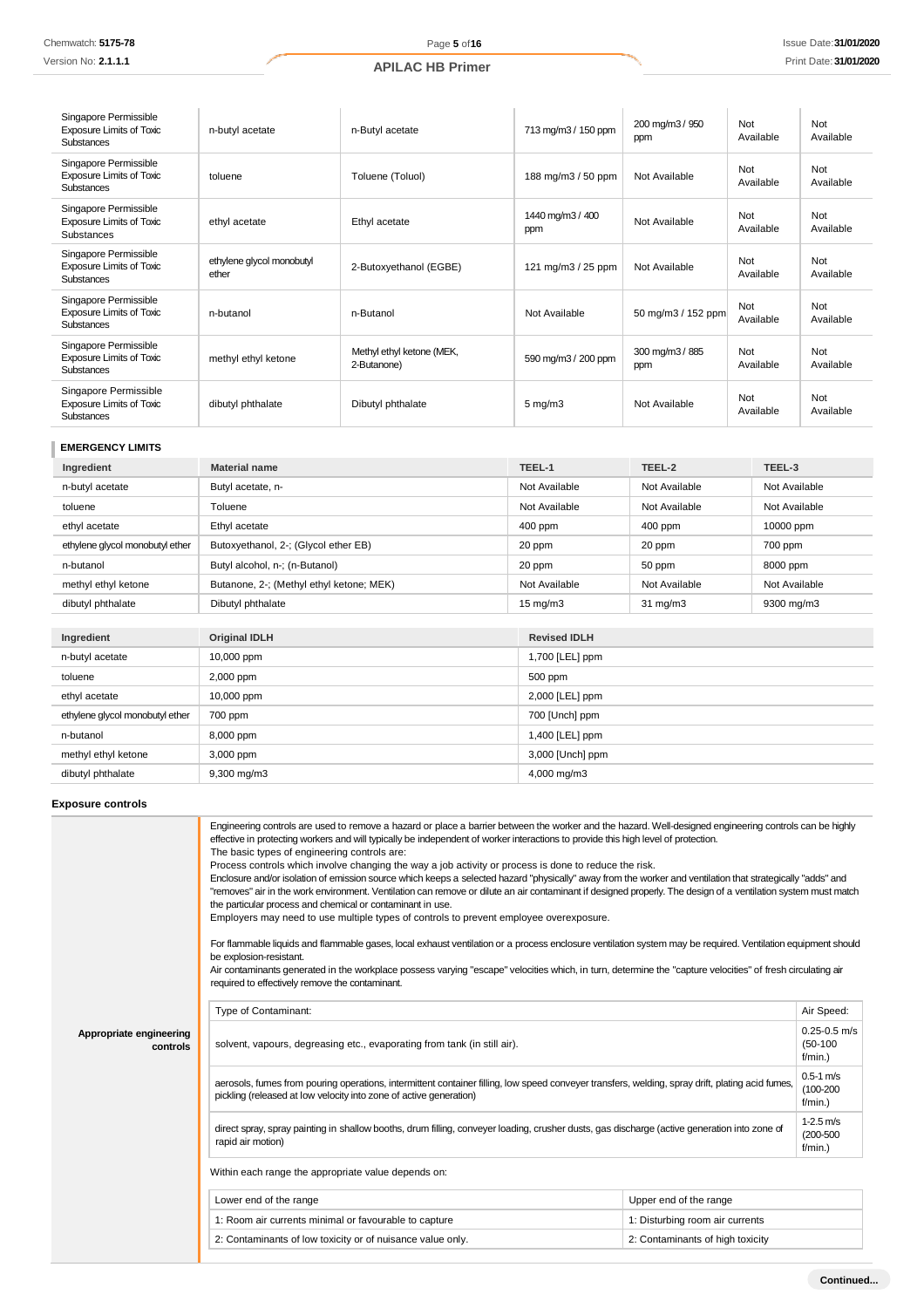| | | | | | | |
|---|---|---|---|---|---|---|
| Singapore Permissible Exposure Limits of Toxic Substances | n-butyl acetate | n-Butyl acetate | 713 mg/m3 / 150 ppm | 200 mg/m3 / 950 ppm | Not Available | Not Available |
| Singapore Permissible Exposure Limits of Toxic Substances | toluene | Toluene (Toluol) | 188 mg/m3 / 50 ppm | Not Available | Not Available | Not Available |
| Singapore Permissible Exposure Limits of Toxic Substances | ethyl acetate | Ethyl acetate | 1440 mg/m3 / 400 ppm | Not Available | Not Available | Not Available |
| Singapore Permissible Exposure Limits of Toxic Substances | ethylene glycol monobutyl ether | 2-Butoxyethanol (EGBE) | 121 mg/m3 / 25 ppm | Not Available | Not Available | Not Available |
| Singapore Permissible Exposure Limits of Toxic Substances | n-butanol | n-Butanol | Not Available | 50 mg/m3 / 152 ppm | Not Available | Not Available |
| Singapore Permissible Exposure Limits of Toxic Substances | methyl ethyl ketone | Methyl ethyl ketone (MEK, 2-Butanone) | 590 mg/m3 / 200 ppm | 300 mg/m3 / 885 ppm | Not Available | Not Available |
| Singapore Permissible Exposure Limits of Toxic Substances | dibutyl phthalate | Dibutyl phthalate | 5 mg/m3 | Not Available | Not Available | Not Available |

### EMERGENCY LIMITS

| Ingredient | Material name | TEEL-1 | TEEL-2 | TEEL-3 |
|---|---|---|---|---|
| n-butyl acetate | Butyl acetate, n- | Not Available | Not Available | Not Available |
| toluene | Toluene | Not Available | Not Available | Not Available |
| ethyl acetate | Ethyl acetate | 400 ppm | 400 ppm | 10000 ppm |
| ethylene glycol monobutyl ether | Butoxyethanol, 2-; (Glycol ether EB) | 20 ppm | 20 ppm | 700 ppm |
| n-butanol | Butyl alcohol, n-; (n-Butanol) | 20 ppm | 50 ppm | 8000 ppm |
| methyl ethyl ketone | Butanone, 2-; (Methyl ethyl ketone; MEK) | Not Available | Not Available | Not Available |
| dibutyl phthalate | Dibutyl phthalate | 15 mg/m3 | 31 mg/m3 | 9300 mg/m3 |

| Ingredient | Original IDLH | Revised IDLH |
|---|---|---|
| n-butyl acetate | 10,000 ppm | 1,700 [LEL] ppm |
| toluene | 2,000 ppm | 500 ppm |
| ethyl acetate | 10,000 ppm | 2,000 [LEL] ppm |
| ethylene glycol monobutyl ether | 700 ppm | 700 [Unch] ppm |
| n-butanol | 8,000 ppm | 1,400 [LEL] ppm |
| methyl ethyl ketone | 3,000 ppm | 3,000 [Unch] ppm |
| dibutyl phthalate | 9,300 mg/m3 | 4,000 mg/m3 |

### Exposure controls

**Appropriate engineering controls**

Engineering controls are used to remove a hazard or place a barrier between the worker and the hazard. Well-designed engineering controls can be highly effective in protecting workers and will typically be independent of worker interactions to provide this high level of protection.
The basic types of engineering controls are:
Process controls which involve changing the way a job activity or process is done to reduce the risk.
Enclosure and/or isolation of emission source which keeps a selected hazard "physically" away from the worker and ventilation that strategically "adds" and "removes" air in the work environment. Ventilation can remove or dilute an air contaminant if designed properly. The design of a ventilation system must match the particular process and chemical or contaminant in use.
Employers may need to use multiple types of controls to prevent employee overexposure.

For flammable liquids and flammable gases, local exhaust ventilation or a process enclosure ventilation system may be required. Ventilation equipment should be explosion-resistant.
Air contaminants generated in the workplace possess varying "escape" velocities which, in turn, determine the "capture velocities" of fresh circulating air required to effectively remove the contaminant.

| Type of Contaminant: | Air Speed: |
|---|---|
| solvent, vapours, degreasing etc., evaporating from tank (in still air). | 0.25-0.5 m/s (50-100 f/min.) |
| aerosols, fumes from pouring operations, intermittent container filling, low speed conveyer transfers, welding, spray drift, plating acid fumes, pickling (released at low velocity into zone of active generation) | 0.5-1 m/s (100-200 f/min.) |
| direct spray, spray painting in shallow booths, drum filling, conveyer loading, crusher dusts, gas discharge (active generation into zone of rapid air motion) | 1-2.5 m/s (200-500 f/min.) |

Within each range the appropriate value depends on:

| Lower end of the range | Upper end of the range |
|---|---|
| 1: Room air currents minimal or favourable to capture | 1: Disturbing room air currents |
| 2: Contaminants of low toxicity or of nuisance value only. | 2: Contaminants of high toxicity |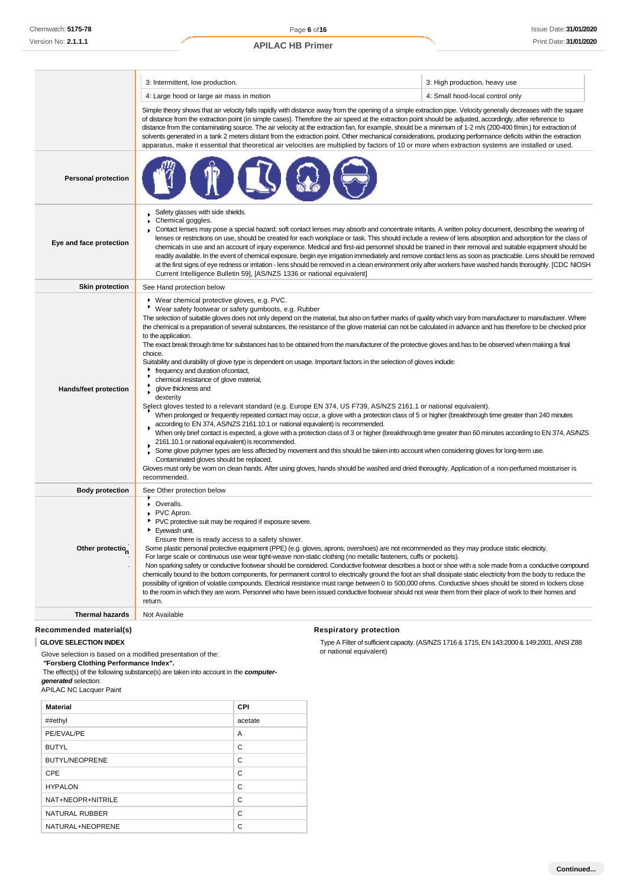| | |
|---|---|
| | 3: Intermittent, low production. / 3: High production, heavy use<br>4: Large hood or large air mass in motion / 4: Small hood-local control only<br><br>Simple theory shows that air velocity falls rapidly with distance away from the opening of a simple extraction pipe. Velocity generally decreases with the square of distance from the extraction point (in simple cases). Therefore the air speed at the extraction point should be adjusted, accordingly, after reference to distance from the contaminating source. The air velocity at the extraction fan, for example, should be a minimum of 1-2 m/s (200-400 f/min.) for extraction of solvents generated in a tank 2 meters distant from the extraction point. Other mechanical considerations, producing performance deficits within the extraction apparatus, make it essential that theoretical air velocities are multiplied by factors of 10 or more when extraction systems are installed or used. |
| **Personal protection** | |
| **Eye and face protection** | - Safety glasses with side shields.<br>- Chemical goggles.<br>- Contact lenses may pose a special hazard; soft contact lenses may absorb and concentrate irritants. A written policy document, describing the wearing of lenses or restrictions on use, should be created for each workplace or task. This should include a review of lens absorption and adsorption for the class of chemicals in use and an account of injury experience. Medical and first-aid personnel should be trained in their removal and suitable equipment should be readily available. In the event of chemical exposure, begin eye irrigation immediately and remove contact lens as soon as practicable. Lens should be removed at the first signs of eye redness or irritation - lens should be removed in a clean environment only after workers have washed hands thoroughly. [CDC NIOSH Current Intelligence Bulletin 59], [AS/NZS 1336 or national equivalent] |
| **Skin protection** | See Hand protection below |
| **Hands/feet protection** | - Wear chemical protective gloves, e.g. PVC.<br>- Wear safety footwear or safety gumboots, e.g. Rubber<br>The selection of suitable gloves does not only depend on the material, but also on further marks of quality which vary from manufacturer to manufacturer. Where the chemical is a preparation of several substances, the resistance of the glove material can not be calculated in advance and has therefore to be checked prior to the application.<br>The exact break through time for substances has to be obtained from the manufacturer of the protective gloves and.has to be observed when making a final choice.<br>Suitability and durability of glove type is dependent on usage. Important factors in the selection of gloves include:<br>- frequency and duration ofcontact,<br>- chemical resistance of glove material,<br>- glove thickness and<br>- dexterity<br>Select gloves tested to a relevant standard (e.g. Europe EN 374, US F739, AS/NZS 2161.1 or national equivalent).<br>- When prolonged or frequently repeated contact may occur, a glove with a protection class of 5 or higher (breakthrough time greater than 240 minutes according to EN 374, AS/NZS 2161.10.1 or national equivalent) is recommended.<br>- When only brief contact is expected, a glove with a protection class of 3 or higher (breakthrough time greater than 60 minutes according to EN 374, AS/NZS 2161.10.1 or national equivalent) is recommended.<br>- Some glove polymer types are less affected by movement and this should be taken into account when considering gloves for long-term use.<br>- Contaminated gloves should be replaced.<br>Gloves must only be worn on clean hands. After using gloves, hands should be washed and dried thoroughly. Application of a non-perfumed moisturiser is recommended. |
| **Body protection** | See Other protection below |
| **Other protection** | - Overalls.<br>- PVC Apron.<br>- PVC protective suit may be required if exposure severe.<br>- Eyewash unit.<br>- Ensure there is ready access to a safety shower.<br>- Some plastic personal protective equipment (PPE) (e.g. gloves, aprons, overshoes) are not recommended as they may produce static electricity.<br>- For large scale or continuous use wear tight-weave non-static clothing (no metallic fasteners, cuffs or pockets).<br>- Non sparking safety or conductive footwear should be considered. Conductive footwear describes a boot or shoe with a sole made from a conductive compound chemically bound to the bottom components, for permanent control to electrically ground the foot an shall dissipate static electricity from the body to reduce the possibility of ignition of volatile compounds. Electrical resistance must range between 0 to 500,000 ohms. Conductive shoes should be stored in lockers close to the room in which they are worn. Personnel who have been issued conductive footwear should not wear them from their place of work to their homes and return. |
| **Thermal hazards** | Not Available |

### Recommended material(s)

**GLOVE SELECTION INDEX**

Glove selection is based on a modified presentation of the:
*"Forsberg Clothing Performance Index".*
The effect(s) of the following substance(s) are taken into account in the ***computer-generated*** selection:
APILAC NC Lacquer Paint

| Material | CPI |
|---|---|
| ##ethyl | acetate |
| PE/EVAL/PE | A |
| BUTYL | C |
| BUTYL/NEOPRENE | C |
| CPE | C |
| HYPALON | C |
| NAT+NEOPR+NITRILE | C |
| NATURAL RUBBER | C |
| NATURAL+NEOPRENE | C |

### Respiratory protection

Type A Filter of sufficient capacity. (AS/NZS 1716 & 1715, EN 143:2000 & 149:2001, ANSI Z88 or national equivalent)

Continued...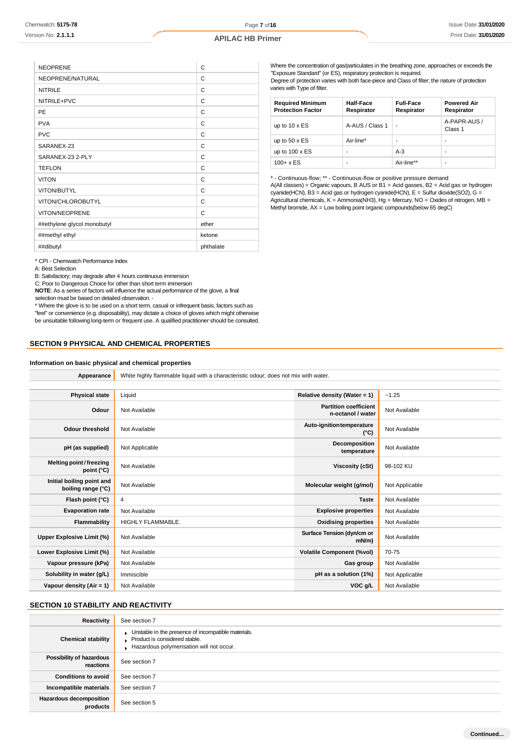| | |
|---|---|
| NEOPRENE | C |
| NEOPRENE/NATURAL | C |
| NITRILE | C |
| NITRILE+PVC | C |
| PE | C |
| PVA | C |
| PVC | C |
| SARANEX-23 | C |
| SARANEX-23 2-PLY | C |
| TEFLON | C |
| VITON | C |
| VITON/BUTYL | C |
| VITON/CHLOROBUTYL | C |
| VITON/NEOPRENE | C |
| ##ethylene glycol monobutyl | ether |
| ##methyl ethyl | ketone |
| ##dibutyl | phthalate |

* CPI - Chemwatch Performance Index
A: Best Selection
B: Satisfactory; may degrade after 4 hours continuous immersion
C: Poor to Dangerous Choice for other than short term immersion
**NOTE**: As a series of factors will influence the actual performance of the glove, a final selection must be based on detailed observation. -
* Where the glove is to be used on a short term, casual or infrequent basis, factors such as "feel" or convenience (e.g. disposability), may dictate a choice of gloves which might otherwise be unsuitable following long-term or frequent use. A qualified practitioner should be consulted.

Where the concentration of gas/particulates in the breathing zone, approaches or exceeds the "Exposure Standard" (or ES), respiratory protection is required.
Degree of protection varies with both face-piece and Class of filter; the nature of protection varies with Type of filter.

| Required Minimum Protection Factor | Half-Face Respirator | Full-Face Respirator | Powered Air Respirator |
|---|---|---|---|
| up to 10 x ES | A-AUS / Class 1 | - | A-PAPR-AUS / Class 1 |
| up to 50 x ES | Air-line* | - | - |
| up to 100 x ES | - | A-3 | - |
| 100+ x ES | - | Air-line** | - |

* - Continuous-flow; ** - Continuous-flow or positive pressure demand
A(All classes) = Organic vapours, B AUS or B1 = Acid gasses, B2 = Acid gas or hydrogen cyanide(HCN), B3 = Acid gas or hydrogen cyanide(HCN), E = Sulfur dioxide(SO2), G = Agricultural chemicals, K = Ammonia(NH3), Hg = Mercury, NO = Oxides of nitrogen, MB = Methyl bromide, AX = Low boiling point organic compounds(below 65 degC)

## SECTION 9 PHYSICAL AND CHEMICAL PROPERTIES

### Information on basic physical and chemical properties

| | |
|---|---|
| **Appearance** | White highly flammable liquid with a characteristic odour; does not mix with water. |

| | | | |
|---|---|---|---|
| **Physical state** | Liquid | **Relative density (Water = 1)** | ~1.25 |
| **Odour** | Not Available | **Partition coefficient n-octanol / water** | Not Available |
| **Odour threshold** | Not Available | **Auto-ignition temperature (°C)** | Not Available |
| **pH (as supplied)** | Not Applicable | **Decomposition temperature** | Not Available |
| **Melting point / freezing point (°C)** | Not Available | **Viscosity (cSt)** | 98-102 KU |
| **Initial boiling point and boiling range (°C)** | Not Available | **Molecular weight (g/mol)** | Not Applicable |
| **Flash point (°C)** | 4 | **Taste** | Not Available |
| **Evaporation rate** | Not Available | **Explosive properties** | Not Available |
| **Flammability** | HIGHLY FLAMMABLE. | **Oxidising properties** | Not Available |
| **Upper Explosive Limit (%)** | Not Available | **Surface Tension (dyn/cm or mN/m)** | Not Available |
| **Lower Explosive Limit (%)** | Not Available | **Volatile Component (%vol)** | 70-75 |
| **Vapour pressure (kPa)** | Not Available | **Gas group** | Not Available |
| **Solubility in water (g/L)** | Immiscible | **pH as a solution (1%)** | Not Applicable |
| **Vapour density (Air = 1)** | Not Available | **VOC g/L** | Not Available |

## SECTION 10 STABILITY AND REACTIVITY

| | |
|---|---|
| **Reactivity** | See section 7 |
| **Chemical stability** | ▸ Unstable in the presence of incompatible materials.<br>▸ Product is considered stable.<br>▸ Hazardous polymerisation will not occur. |
| **Possibility of hazardous reactions** | See section 7 |
| **Conditions to avoid** | See section 7 |
| **Incompatible materials** | See section 7 |
| **Hazardous decomposition products** | See section 5 |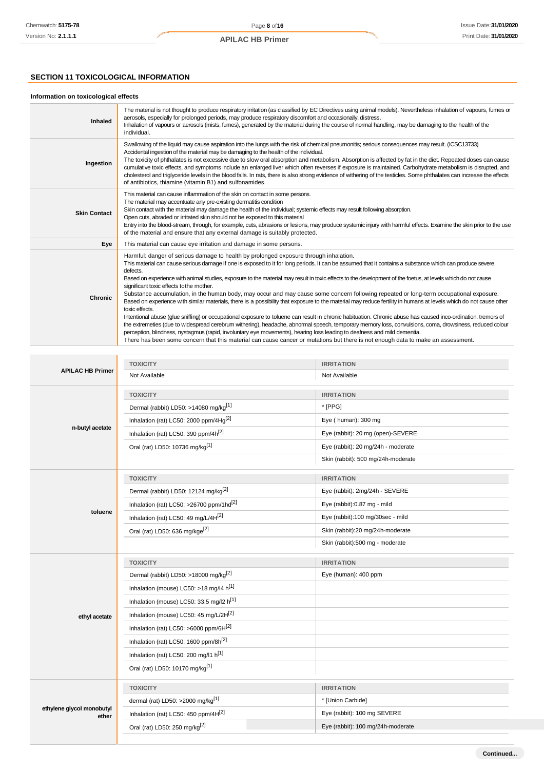## SECTION 11 TOXICOLOGICAL INFORMATION

### Information on toxicological effects

| | |
|---|---|
| **Inhaled** | The material is not thought to produce respiratory irritation (as classified by EC Directives using animal models). Nevertheless inhalation of vapours, fumes or aerosols, especially for prolonged periods, may produce respiratory discomfort and occasionally, distress.<br>Inhalation of vapours or aerosols (mists, fumes), generated by the material during the course of normal handling, may be damaging to the health of the individual. |
| **Ingestion** | Swallowing of the liquid may cause aspiration into the lungs with the risk of chemical pneumonitis; serious consequences may result. (ICSC13733)<br>Accidental ingestion of the material may be damaging to the health of the individual.<br>The toxicity of phthalates is not excessive due to slow oral absorption and metabolism. Absorption is affected by fat in the diet. Repeated doses can cause cumulative toxic effects, and symptoms include an enlarged liver which often reverses if exposure is maintained. Carbohydrate metabolism is disrupted, and cholesterol and triglyceride levels in the blood falls. In rats, there is also strong evidence of withering of the testicles. Some phthalates can increase the effects of antibiotics, thiamine (vitamin B1) and sulfonamides. |
| **Skin Contact** | This material can cause inflammation of the skin on contact in some persons.<br>The material may accentuate any pre-existing dermatitis condition<br>Skin contact with the material may damage the health of the individual; systemic effects may result following absorption.<br>Open cuts, abraded or irritated skin should not be exposed to this material<br>Entry into the blood-stream, through, for example, cuts, abrasions or lesions, may produce systemic injury with harmful effects. Examine the skin prior to the use of the material and ensure that any external damage is suitably protected. |
| **Eye** | This material can cause eye irritation and damage in some persons. |
| **Chronic** | Harmful: danger of serious damage to health by prolonged exposure through inhalation.<br>This material can cause serious damage if one is exposed to it for long periods. It can be assumed that it contains a substance which can produce severe defects.<br>Based on experience with animal studies, exposure to the material may result in toxic effects to the development of the foetus, at levels which do not cause significant toxic effects to the mother.<br>Substance accumulation, in the human body, may occur and may cause some concern following repeated or long-term occupational exposure.<br>Based on experience with similar materials, there is a possibility that exposure to the material may reduce fertility in humans at levels which do not cause other toxic effects.<br>Intentional abuse (glue sniffing) or occupational exposure to toluene can result in chronic habituation. Chronic abuse has caused inco-ordination, tremors of the extremeties (due to widespread cerebrum withering), headache, abnormal speech, temporary memory loss, convulsions, coma, drowsiness, reduced colour perception, blindness, nystagmus (rapid, involuntary eye movements), hearing loss leading to deafness and mild dementia.<br>There has been some concern that this material can cause cancer or mutations but there is not enough data to make an assessment. |

| | TOXICITY | IRRITATION |
|---|---|---|
| **APILAC HB Primer** | Not Available | Not Available |
| **n-butyl acetate** | Dermal (rabbit) LD50: >14080 mg/kg[1] | * [PPG] |
| | Inhalation (rat) LC50: 2000 ppm/4Hg[2] | Eye ( human): 300 mg |
| | Inhalation (rat) LC50: 390 ppm/4h[2] | Eye (rabbit): 20 mg (open)-SEVERE |
| | Oral (rat) LD50: 10736 mg/kg[1] | Eye (rabbit): 20 mg/24h - moderate |
| | | Skin (rabbit): 500 mg/24h-moderate |
| **toluene** | Dermal (rabbit) LD50: 12124 mg/kg[2] | Eye (rabbit): 2mg/24h - SEVERE |
| | Inhalation (rat) LC50: >26700 ppm/1hd[2] | Eye (rabbit):0.87 mg - mild |
| | Inhalation (rat) LC50: 49 mg/L/4H[2] | Eye (rabbit):100 mg/30sec - mild |
| | Oral (rat) LD50: 636 mg/kge[2] | Skin (rabbit):20 mg/24h-moderate |
| | | Skin (rabbit):500 mg - moderate |
| **ethyl acetate** | Dermal (rabbit) LD50: >18000 mg/kg[2] | Eye (human): 400 ppm |
| | Inhalation (mouse) LC50: >18 mg/l4 h[1] | |
| | Inhalation (mouse) LC50: 33.5 mg/l2 h[1] | |
| | Inhalation (mouse) LC50: 45 mg/L/2H[2] | |
| | Inhalation (rat) LC50: >6000 ppm/6H[2] | |
| | Inhalation (rat) LC50: 1600 ppm/8h[2] | |
| | Inhalation (rat) LC50: 200 mg/l1 h[1] | |
| | Oral (rat) LD50: 10170 mg/kg[1] | |
| **ethylene glycol monobutyl ether** | dermal (rat) LD50: >2000 mg/kg[1] | * [Union Carbide] |
| | Inhalation (rat) LC50: 450 ppm/4H[2] | Eye (rabbit): 100 mg SEVERE |
| | Oral (rat) LD50: 250 mg/kg[2] | Eye (rabbit): 100 mg/24h-moderate |

Continued...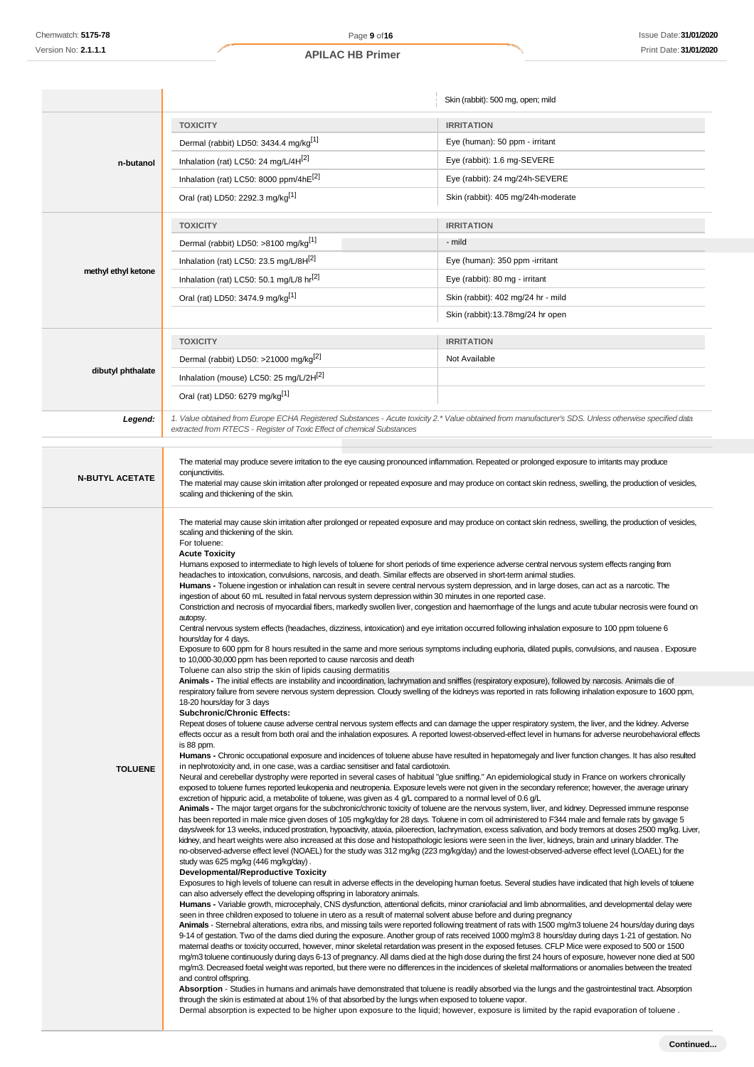| | | |
|---|---|---|
| | | Skin (rabbit): 500 mg, open; mild |
| **n-butanol** | **TOXICITY** | **IRRITATION** |
| | Dermal (rabbit) LD50: 3434.4 mg/kg[1] | Eye (human): 50 ppm - irritant |
| | Inhalation (rat) LC50: 24 mg/L/4H[2] | Eye (rabbit): 1.6 mg-SEVERE |
| | Inhalation (rat) LC50: 8000 ppm/4hE[2] | Eye (rabbit): 24 mg/24h-SEVERE |
| | Oral (rat) LD50: 2292.3 mg/kg[1] | Skin (rabbit): 405 mg/24h-moderate |
| **methyl ethyl ketone** | **TOXICITY** | **IRRITATION** |
| | Dermal (rabbit) LD50: >8100 mg/kg[1] | - mild |
| | Inhalation (rat) LC50: 23.5 mg/L/8H[2] | Eye (human): 350 ppm -irritant |
| | Inhalation (rat) LC50: 50.1 mg/L/8 hr[2] | Eye (rabbit): 80 mg - irritant |
| | Oral (rat) LD50: 3474.9 mg/kg[1] | Skin (rabbit): 402 mg/24 hr - mild |
| | | Skin (rabbit):13.78mg/24 hr open |
| **dibutyl phthalate** | **TOXICITY** | **IRRITATION** |
| | Dermal (rabbit) LD50: >21000 mg/kg[2] | Not Available |
| | Inhalation (mouse) LC50: 25 mg/L/2H[2] | |
| | Oral (rat) LD50: 6279 mg/kg[1] | |
| ***Legend:*** | *1. Value obtained from Europe ECHA Registered Substances - Acute toxicity 2.* Value obtained from manufacturer's SDS. Unless otherwise specified data extracted from RTECS - Register of Toxic Effect of chemical Substances* | |

**N-BUTYL ACETATE**

The material may produce severe irritation to the eye causing pronounced inflammation. Repeated or prolonged exposure to irritants may produce conjunctivitis.
The material may cause skin irritation after prolonged or repeated exposure and may produce on contact skin redness, swelling, the production of vesicles, scaling and thickening of the skin.

**TOLUENE**

The material may cause skin irritation after prolonged or repeated exposure and may produce on contact skin redness, swelling, the production of vesicles, scaling and thickening of the skin.
For toluene:

**Acute Toxicity**

Humans exposed to intermediate to high levels of toluene for short periods of time experience adverse central nervous system effects ranging from headaches to intoxication, convulsions, narcosis, and death. Similar effects are observed in short-term animal studies.
**Humans -** Toluene ingestion or inhalation can result in severe central nervous system depression, and in large doses, can act as a narcotic. The ingestion of about 60 mL resulted in fatal nervous system depression within 30 minutes in one reported case.
Constriction and necrosis of myocardial fibers, markedly swollen liver, congestion and haemorrhage of the lungs and acute tubular necrosis were found on autopsy.
Central nervous system effects (headaches, dizziness, intoxication) and eye irritation occurred following inhalation exposure to 100 ppm toluene 6 hours/day for 4 days.
Exposure to 600 ppm for 8 hours resulted in the same and more serious symptoms including euphoria, dilated pupils, convulsions, and nausea . Exposure to 10,000-30,000 ppm has been reported to cause narcosis and death
Toluene can also strip the skin of lipids causing dermatitis
**Animals -** The initial effects are instability and incoordination, lachrymation and sniffles (respiratory exposure), followed by narcosis. Animals die of respiratory failure from severe nervous system depression. Cloudy swelling of the kidneys was reported in rats following inhalation exposure to 1600 ppm, 18-20 hours/day for 3 days

**Subchronic/Chronic Effects:**

Repeat doses of toluene cause adverse central nervous system effects and can damage the upper respiratory system, the liver, and the kidney. Adverse effects occur as a result from both oral and the inhalation exposures. A reported lowest-observed-effect level in humans for adverse neurobehavioral effects is 88 ppm.
**Humans -** Chronic occupational exposure and incidences of toluene abuse have resulted in hepatomegaly and liver function changes. It has also resulted in nephrotoxicity and, in one case, was a cardiac sensitiser and fatal cardiotoxin.
Neural and cerebellar dystrophy were reported in several cases of habitual "glue sniffing." An epidemiological study in France on workers chronically exposed to toluene fumes reported leukopenia and neutropenia. Exposure levels were not given in the secondary reference; however, the average urinary excretion of hippuric acid, a metabolite of toluene, was given as 4 g/L compared to a normal level of 0.6 g/L
**Animals -** The major target organs for the subchronic/chronic toxicity of toluene are the nervous system, liver, and kidney. Depressed immune response has been reported in male mice given doses of 105 mg/kg/day for 28 days. Toluene in corn oil administered to F344 male and female rats by gavage 5 days/week for 13 weeks, induced prostration, hypoactivity, ataxia, piloerection, lachrymation, excess salivation, and body tremors at doses 2500 mg/kg. Liver, kidney, and heart weights were also increased at this dose and histopathologic lesions were seen in the liver, kidneys, brain and urinary bladder. The no-observed-adverse effect level (NOAEL) for the study was 312 mg/kg (223 mg/kg/day) and the lowest-observed-adverse effect level (LOAEL) for the study was 625 mg/kg (446 mg/kg/day) .

**Developmental/Reproductive Toxicity**

Exposures to high levels of toluene can result in adverse effects in the developing human foetus. Several studies have indicated that high levels of toluene can also adversely effect the developing offspring in laboratory animals.
**Humans -** Variable growth, microcephaly, CNS dysfunction, attentional deficits, minor craniofacial and limb abnormalities, and developmental delay were seen in three children exposed to toluene in utero as a result of maternal solvent abuse before and during pregnancy
**Animals** - Sternebral alterations, extra ribs, and missing tails were reported following treatment of rats with 1500 mg/m3 toluene 24 hours/day during days 9-14 of gestation. Two of the dams died during the exposure. Another group of rats received 1000 mg/m3 8 hours/day during days 1-21 of gestation. No maternal deaths or toxicity occurred, however, minor skeletal retardation was present in the exposed fetuses. CFLP Mice were exposed to 500 or 1500 mg/m3 toluene continuously during days 6-13 of pregnancy. All dams died at the high dose during the first 24 hours of exposure, however none died at 500 mg/m3. Decreased foetal weight was reported, but there were no differences in the incidences of skeletal malformations or anomalies between the treated and control offspring.
**Absorption** - Studies in humans and animals have demonstrated that toluene is readily absorbed via the lungs and the gastrointestinal tract. Absorption through the skin is estimated at about 1% of that absorbed by the lungs when exposed to toluene vapor.
Dermal absorption is expected to be higher upon exposure to the liquid; however, exposure is limited by the rapid evaporation of toluene .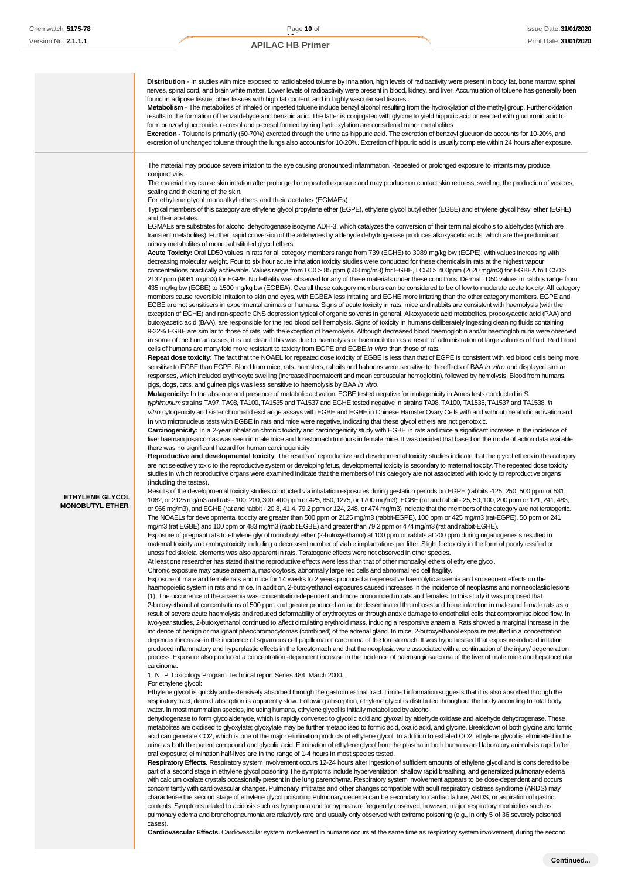| | |
|---|---|
| | **Distribution** - In studies with mice exposed to radiolabeled toluene by inhalation, high levels of radioactivity were present in body fat, bone marrow, spinal nerves, spinal cord, and brain white matter. Lower levels of radioactivity were present in blood, kidney, and liver. Accumulation of toluene has generally been found in adipose tissue, other tissues with high fat content, and in highly vascularised tissues .<br>**Metabolism** - The metabolites of inhaled or ingested toluene include benzyl alcohol resulting from the hydroxylation of the methyl group. Further oxidation results in the formation of benzaldehyde and benzoic acid. The latter is conjugated with glycine to yield hippuric acid or reacted with glucuronic acid to form benzoyl glucuronide. o-cresol and p-cresol formed by ring hydroxylation are considered minor metabolites<br>**Excretion -** Toluene is primarily (60-70%) excreted through the urine as hippuric acid. The excretion of benzoyl glucuronide accounts for 10-20%, and excretion of unchanged toluene through the lungs also accounts for 10-20%. Excretion of hippuric acid is usually complete within 24 hours after exposure. |
| **ETHYLENE GLYCOL MONOBUTYL ETHER** | The material may produce severe irritation to the eye causing pronounced inflammation. Repeated or prolonged exposure to irritants may produce conjunctivitis.<br>The material may cause skin irritation after prolonged or repeated exposure and may produce on contact skin redness, swelling, the production of vesicles, scaling and thickening of the skin.<br>For ethylene glycol monoalkyl ethers and their acetates (EGMAEs):<br>Typical members of this category are ethylene glycol propylene ether (EGPE), ethylene glycol butyl ether (EGBE) and ethylene glycol hexyl ether (EGHE) and their acetates.<br>EGMAEs are substrates for alcohol dehydrogenase isozyme ADH-3, which catalyzes the conversion of their terminal alcohols to aldehydes (which are transient metabolites). Further, rapid conversion of the aldehydes by aldehyde dehydrogenase produces alkoxyacetic acids, which are the predominant urinary metabolites of mono substituted glycol ethers.<br>**Acute Toxicity:** Oral LD50 values in rats for all category members range from 739 (EGHE) to 3089 mg/kg bw (EGPE), with values increasing with decreasing molecular weight. Four to six hour acute inhalation toxicity studies were conducted for these chemicals in rats at the highest vapour concentrations practically achievable. Values range from LC0 > 85 ppm (508 mg/m3) for EGHE, LC50 > 400ppm (2620 mg/m3) for EGBEA to LC50 > 2132 ppm (9061 mg/m3) for EGPE. No lethality was observed for any of these materials under these conditions. Dermal LD50 values in rabbits range from 435 mg/kg bw (EGBE) to 1500 mg/kg bw (EGBEA). Overall these category members can be considered to be of low to moderate acute toxicity. All category members cause reversible irritation to skin and eyes, with EGBEA less irritating and EGHE more irritating than the other category members. EGPE and EGBE are not sensitisers in experimental animals or humans. Signs of acute toxicity in rats, mice and rabbits are consistent with haemolysis (with the exception of EGHE) and non-specific CNS depression typical of organic solvents in general. Alkoxyacetic acid metabolites, propoxyacetic acid (PAA) and butoxyacetic acid (BAA), are responsible for the red blood cell hemolysis. Signs of toxicity in humans deliberately ingesting cleaning fluids containing 9-22% EGBE are similar to those of rats, with the exception of haemolysis. Although decreased blood haemoglobin and/or haemoglobinuria were observed in some of the human cases, it is not clear if this was due to haemolysis or haemodilution as a result of administration of large volumes of fluid. Red blood cells of humans are many-fold more resistant to toxicity from EGPE and EGBE *in vitro* than those of rats.<br>**Repeat dose toxicity:** The fact that the NOAEL for repeated dose toxicity of EGBE is less than that of EGPE is consistent with red blood cells being more sensitive to EGBE than EGPE. Blood from mice, rats, hamsters, rabbits and baboons were sensitive to the effects of BAA *in vitro* and displayed similar responses, which included erythrocyte swelling (increased haematocrit and mean corpuscular hemoglobin), followed by hemolysis. Blood from humans, pigs, dogs, cats, and guinea pigs was less sensitive to haemolysis by BAA *in vitro*.<br>**Mutagenicity:** In the absence and presence of metabolic activation, EGBE tested negative for mutagenicity in Ames tests conducted in *S. typhimurium* strains TA97, TA98, TA100, TA1535 and TA1537 and EGHE tested negative in strains TA98, TA100, TA1535, TA1537 and TA1538. *In vitro* cytogenicity and sister chromatid exchange assays with EGBE and EGHE in Chinese Hamster Ovary Cells with and without metabolic activation and in vivo micronucleus tests with EGBE in rats and mice were negative, indicating that these glycol ethers are not genotoxic.<br>**Carcinogenicity:** In a 2-year inhalation chronic toxicity and carcinogenicity study with EGBE in rats and mice a significant increase in the incidence of liver haemangiosarcomas was seen in male mice and forestomach tumours in female mice. It was decided that based on the mode of action data available, there was no significant hazard for human carcinogenicity<br>**Reproductive and developmental toxicity**. The results of reproductive and developmental toxicity studies indicate that the glycol ethers in this category are not selectively toxic to the reproductive system or developing fetus, developmental toxicity is secondary to maternal toxicity. The repeated dose toxicity studies in which reproductive organs were examined indicate that the members of this category are not associated with toxicity to reproductive organs (including the testes).<br>Results of the developmental toxicity studies conducted via inhalation exposures during gestation periods on EGPE (rabbits -125, 250, 500 ppm or 531, 1062, or 2125 mg/m3 and rats - 100, 200, 300, 400 ppm or 425, 850, 1275, or 1700 mg/m3), EGBE (rat and rabbit - 25, 50, 100, 200 ppm or 121, 241, 483, or 966 mg/m3), and EGHE (rat and rabbit - 20.8, 41.4, 79.2 ppm or 124, 248, or 474 mg/m3) indicate that the members of the category are not teratogenic. The NOAELs for developmental toxicity are greater than 500 ppm or 2125 mg/m3 (rabbit-EGPE), 100 ppm or 425 mg/m3 (rat-EGPE), 50 ppm or 241 mg/m3 (rat EGBE) and 100 ppm or 483 mg/m3 (rabbit EGBE) and greater than 79.2 ppm or 474 mg/m3 (rat and rabbit-EGHE).<br>Exposure of pregnant rats to ethylene glycol monobutyl ether (2-butoxyethanol) at 100 ppm or rabbits at 200 ppm during organogenesis resulted in maternal toxicity and embryotoxicity including a decreased number of viable implantations per litter. Slight foetoxicity in the form of poorly ossified or unossified skeletal elements was also apparent in rats. Teratogenic effects were not observed in other species.<br>At least one researcher has stated that the reproductive effects were less than that of other monoalkyl ethers of ethylene glycol.<br>Chronic exposure may cause anaemia, macrocytosis, abnormally large red cells and abnormal red cell fragility.<br>Exposure of male and female rats and mice for 14 weeks to 2 years produced a regenerative haemolytic anaemia and subsequent effects on the haemopoietic system in rats and mice. In addition, 2-butoxyethanol exposures caused increases in the incidence of neoplasms and nonneoplastic lesions (1). The occurrence of the anaemia was concentration-dependent and more pronounced in rats and females. In this study it was proposed that 2-butoxyethanol at concentrations of 500 ppm and greater produced an acute disseminated thrombosis and bone infarction in male and female rats as a result of severe acute haemolysis and reduced deformability of erythrocytes or through anoxic damage to endothelial cells that compromise blood flow. In two-year studies, 2-butoxyethanol continued to affect circulating erythroid mass, inducing a responsive anaemia. Rats showed a marginal increase in the incidence of benign or malignant pheochromocytomas (combined) of the adrenal gland. In mice, 2-butoxyethanol exposure resulted in a concentration dependent increase in the incidence of squamous cell papilloma or carcinoma of the forestomach. It was hypothesised that exposure-induced irritation produced inflammatory and hyperplastic effects in the forestomach and that the neoplasia were associated with a continuation of the injury/ degeneration process. Exposure also produced a concentration -dependent increase in the incidence of haemangiosarcoma of the liver of male mice and hepatocellular carcinoma.<br>1: NTP Toxicology Program Technical report Series 484, March 2000.<br>For ethylene glycol:<br>Ethylene glycol is quickly and extensively absorbed through the gastrointestinal tract. Limited information suggests that it is also absorbed through the respiratory tract; dermal absorption is apparently slow. Following absorption, ethylene glycol is distributed throughout the body according to total body water. In most mammalian species, including humans, ethylene glycol is initially metabolised by alcohol.<br>dehydrogenase to form glycolaldehyde, which is rapidly converted to glycolic acid and glyoxal by aldehyde oxidase and aldehyde dehydrogenase. These metabolites are oxidised to glyoxylate; glyoxylate may be further metabolised to formic acid, oxalic acid, and glycine. Breakdown of both glycine and formic acid can generate CO2, which is one of the major elimination products of ethylene glycol. In addition to exhaled CO2, ethylene glycol is eliminated in the urine as both the parent compound and glycolic acid. Elimination of ethylene glycol from the plasma in both humans and laboratory animals is rapid after oral exposure; elimination half-lives are in the range of 1-4 hours in most species tested.<br>**Respiratory Effects.** Respiratory system involvement occurs 12-24 hours after ingestion of sufficient amounts of ethylene glycol and is considered to be part of a second stage in ethylene glycol poisoning The symptoms include hyperventilation, shallow rapid breathing, and generalized pulmonary edema with calcium oxalate crystals occasionally present in the lung parenchyma. Respiratory system involvement appears to be dose-dependent and occurs concomitantly with cardiovascular changes. Pulmonary infiltrates and other changes compatible with adult respiratory distress syndrome (ARDS) may characterise the second stage of ethylene glycol poisoning Pulmonary oedema can be secondary to cardiac failure, ARDS, or aspiration of gastric contents. Symptoms related to acidosis such as hyperpnea and tachypnea are frequently observed; however, major respiratory morbidities such as pulmonary edema and bronchopneumonia are relatively rare and usually only observed with extreme poisoning (e.g., in only 5 of 36 severely poisoned cases).<br>**Cardiovascular Effects.** Cardiovascular system involvement in humans occurs at the same time as respiratory system involvement, during the second |

**Continued...**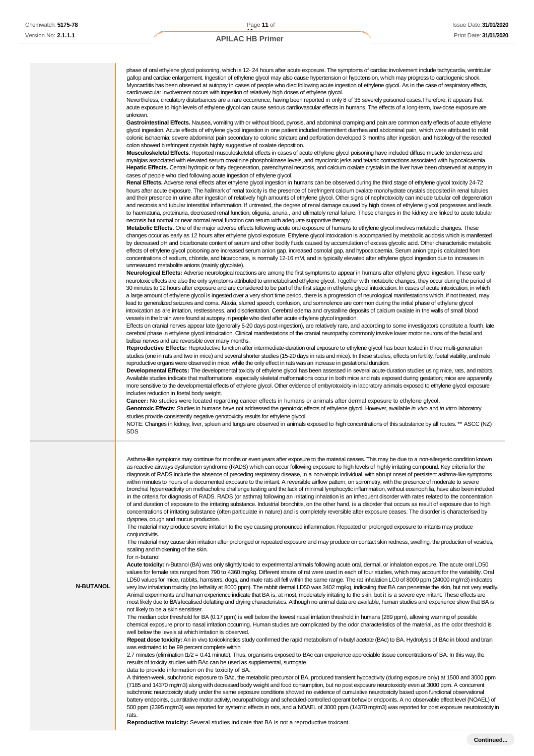| | |
|---|---|
| | phase of oral ethylene glycol poisoning, which is 12- 24 hours after acute exposure. The symptoms of cardiac involvement include tachycardia, ventricular gallop and cardiac enlargement. Ingestion of ethylene glycol may also cause hypertension or hypotension, which may progress to cardiogenic shock. Myocarditis has been observed at autopsy in cases of people who died following acute ingestion of ethylene glycol. As in the case of respiratory effects, cardiovascular involvement occurs with ingestion of relatively high doses of ethylene glycol.<br>Nevertheless, circulatory disturbances are a rare occurrence, having been reported in only 8 of 36 severely poisoned cases.Therefore, it appears that acute exposure to high levels of ethylene glycol can cause serious cardiovascular effects in humans. The effects of a long-term, low-dose exposure are unknown.<br>**Gastrointestinal Effects.** Nausea, vomiting with or without blood, pyrosis, and abdominal cramping and pain are common early effects of acute ethylene glycol ingestion. Acute effects of ethylene glycol ingestion in one patient included intermittent diarrhea and abdominal pain, which were attributed to mild colonic ischaemia; severe abdominal pain secondary to colonic stricture and perforation developed 3 months after ingestion, and histology of the resected colon showed birefringent crystals highly suggestive of oxalate deposition.<br>**Musculoskeletal Effects.** Reported musculoskeletal effects in cases of acute ethylene glycol poisoning have included diffuse muscle tenderness and myalgias associated with elevated serum creatinine phosphokinase levels, and myoclonic jerks and tetanic contractions associated with hypocalcaemia.<br>**Hepatic Effects.** Central hydropic or fatty degeneration, parenchymal necrosis, and calcium oxalate crystals in the liver have been observed at autopsy in cases of people who died following acute ingestion of ethylene glycol.<br>**Renal Effects.** Adverse renal effects after ethylene glycol ingestion in humans can be observed during the third stage of ethylene glycol toxicity 24-72 hours after acute exposure. The hallmark of renal toxicity is the presence of birefringent calcium oxalate monohydrate crystals deposited in renal tubules and their presence in urine after ingestion of relatively high amounts of ethylene glycol. Other signs of nephrotoxicity can include tubular cell degeneration and necrosis and tubular interstitial inflammation. If untreated, the degree of renal damage caused by high doses of ethylene glycol progresses and leads to haematuria, proteinuria, decreased renal function, oliguria, anuria , and ultimately renal failure. These changes in the kidney are linked to acute tubular necrosis but normal or near normal renal function can return with adequate supportive therapy.<br>**Metabolic Effects.** One of the major adverse effects following acute oral exposure of humans to ethylene glycol involves metabolic changes. These changes occur as early as 12 hours after ethylene glycol exposure. Ethylene glycol intoxication is accompanied by metabolic acidosis which is manifested by decreased pH and bicarbonate content of serum and other bodily fluids caused by accumulation of excess glycolic acid. Other characteristic metabolic effects of ethylene glycol poisoning are increased serum anion gap, increased osmolal gap, and hypocalcaemia. Serum anion gap is calculated from concentrations of sodium, chloride, and bicarbonate, is normally 12-16 mM, and is typically elevated after ethylene glycol ingestion due to increases in unmeasured metabolite anions (mainly glycolate).<br>**Neurological Effects:** Adverse neurological reactions are among the first symptoms to appear in humans after ethylene glycol ingestion. These early neurotoxic effects are also the only symptoms attributed to unmetabolised ethylene glycol. Together with metabolic changes, they occur during the period of 30 minutes to 12 hours after exposure and are considered to be part of the first stage in ethylene glycol intoxication. In cases of acute intoxication, in which a large amount of ethylene glycol is ingested over a very short time period, there is a progression of neurological manifestations which, if not treated, may lead to generalized seizures and coma. Ataxia, slurred speech, confusion, and somnolence are common during the initial phase of ethylene glycol intoxication as are irritation, restlessness, and disorientation. Cerebral edema and crystalline deposits of calcium oxalate in the walls of small blood vessels in the brain were found at autopsy in people who died after acute ethylene glycol ingestion.<br>Effects on cranial nerves appear late (generally 5-20 days post-ingestion), are relatively rare, and according to some investigators constitute a fourth, late cerebral phase in ethylene glycol intoxication. Clinical manifestations of the cranial neuropathy commonly involve lower motor neurons of the facial and bulbar nerves and are reversible over many months.<br>**Reproductive Effects:** Reproductive function after intermediate-duration oral exposure to ethylene glycol has been tested in three multi-generation studies (one in rats and two in mice) and several shorter studies (15-20 days in rats and mice). In these studies, effects on fertility, foetal viability, and male reproductive organs were observed in mice, while the only effect in rats was an increase in gestational duration.<br>**Developmental Effects:** The developmental toxicity of ethylene glycol has been assessed in several acute-duration studies using mice, rats, and rabbits. Available studies indicate that malformations, especially skeletal malformations occur in both mice and rats exposed during gestation; mice are apparently more sensitive to the developmental effects of ethylene glycol. Other evidence of embryotoxicity in laboratory animals exposed to ethylene glycol exposure includes reduction in foetal body weight.<br>**Cancer:** No studies were located regarding cancer effects in humans or animals after dermal exposure to ethylene glycol.<br>**Genotoxic Effects**: Studies in humans have not addressed the genotoxic effects of ethylene glycol. However, available *in vivo* and *in vitro* laboratory studies provide consistently negative genotoxicity results for ethylene glycol.<br>NOTE: Changes in kidney, liver, spleen and lungs are observed in animals exposed to high concentrations of this substance by all routes. ** ASCC (NZ) SDS |
| **N-BUTANOL** | Asthma-like symptoms may continue for months or even years after exposure to the material ceases. This may be due to a non-allergenic condition known as reactive airways dysfunction syndrome (RADS) which can occur following exposure to high levels of highly irritating compound. Key criteria for the diagnosis of RADS include the absence of preceding respiratory disease, in a non-atopic individual, with abrupt onset of persistent asthma-like symptoms within minutes to hours of a documented exposure to the irritant. A reversible airflow pattern, on spirometry, with the presence of moderate to severe bronchial hyperreactivity on methacholine challenge testing and the lack of minimal lymphocytic inflammation, without eosinophilia, have also been included in the criteria for diagnosis of RADS. RADS (or asthma) following an irritating inhalation is an infrequent disorder with rates related to the concentration of and duration of exposure to the irritating substance. Industrial bronchitis, on the other hand, is a disorder that occurs as result of exposure due to high concentrations of irritating substance (often particulate in nature) and is completely reversible after exposure ceases. The disorder is characterised by dyspnea, cough and mucus production.<br>The material may produce severe irritation to the eye causing pronounced inflammation. Repeated or prolonged exposure to irritants may produce conjunctivitis.<br>The material may cause skin irritation after prolonged or repeated exposure and may produce on contact skin redness, swelling, the production of vesicles, scaling and thickening of the skin.<br>for n-butanol<br>**Acute toxicity:** n-Butanol (BA) was only slightly toxic to experimental animals following acute oral, dermal, or inhalation exposure. The acute oral LD50 values for female rats ranged from 790 to 4360 mg/kg. Different strains of rat were used in each of four studies, which may account for the variability. Oral LD50 values for mice, rabbits, hamsters, dogs, and male rats all fell within the same range. The rat inhalation LC0 of 8000 ppm (24000 mg/m3) indicates very low inhalation toxicity (no lethality at 8000 ppm). The rabbit dermal LD50 was 3402 mg/kg, indicating that BA can penetrate the skin, but not very readily. Animal experiments and human experience indicate that BA is, at most, moderately irritating to the skin, but it is a severe eye irritant. These effects are most likely due to BA's localised defatting and drying characteristics. Although no animal data are available, human studies and experience show that BA is not likely to be a skin sensitiser.<br>The median odor threshold for BA (0.17 ppm) is well below the lowest nasal irritation threshold in humans (289 ppm), allowing warning of possible chemical exposure prior to nasal irritation occurring. Human studies are complicated by the odor characteristics of the material, as the odor threshold is well below the levels at which irritation is observed.<br>**Repeat dose toxicity:** An in vivo toxicokinetics study confirmed the rapid metabolism of n-butyl acetate (BAc) to BA. Hydrolysis of BAc in blood and brain was estimated to be 99 percent complete within<br>2.7 minutes (elimination t1/2 = 0.41 minute). Thus, organisms exposed to BAc can experience appreciable tissue concentrations of BA. In this way, the results of toxicity studies with BAc can be used as supplemental, surrogate<br>data to provide information on the toxicity of BA.<br>A thirteen-week, subchronic exposure to BAc, the metabolic precursor of BA, produced transient hypoactivity (during exposure only) at 1500 and 3000 ppm (7185 and 14370 mg/m3) along with decreased body weight and food consumption, but no post exposure neurotoxicity even at 3000 ppm. A concurrent subchronic neurotoxicity study under the same exposure conditions showed no evidence of cumulative neurotoxicity based upon functional observational battery endpoints, quantitative motor activity, neuropathology and scheduled-controlled operant behavior endpoints. A no observable effect level (NOAEL) of 500 ppm (2395 mg/m3) was reported for systemic effects in rats, and a NOAEL of 3000 ppm (14370 mg/m3) was reported for post exposure neurotoxicity in rats.<br>**Reproductive toxicity:** Several studies indicate that BA is not a reproductive toxicant. |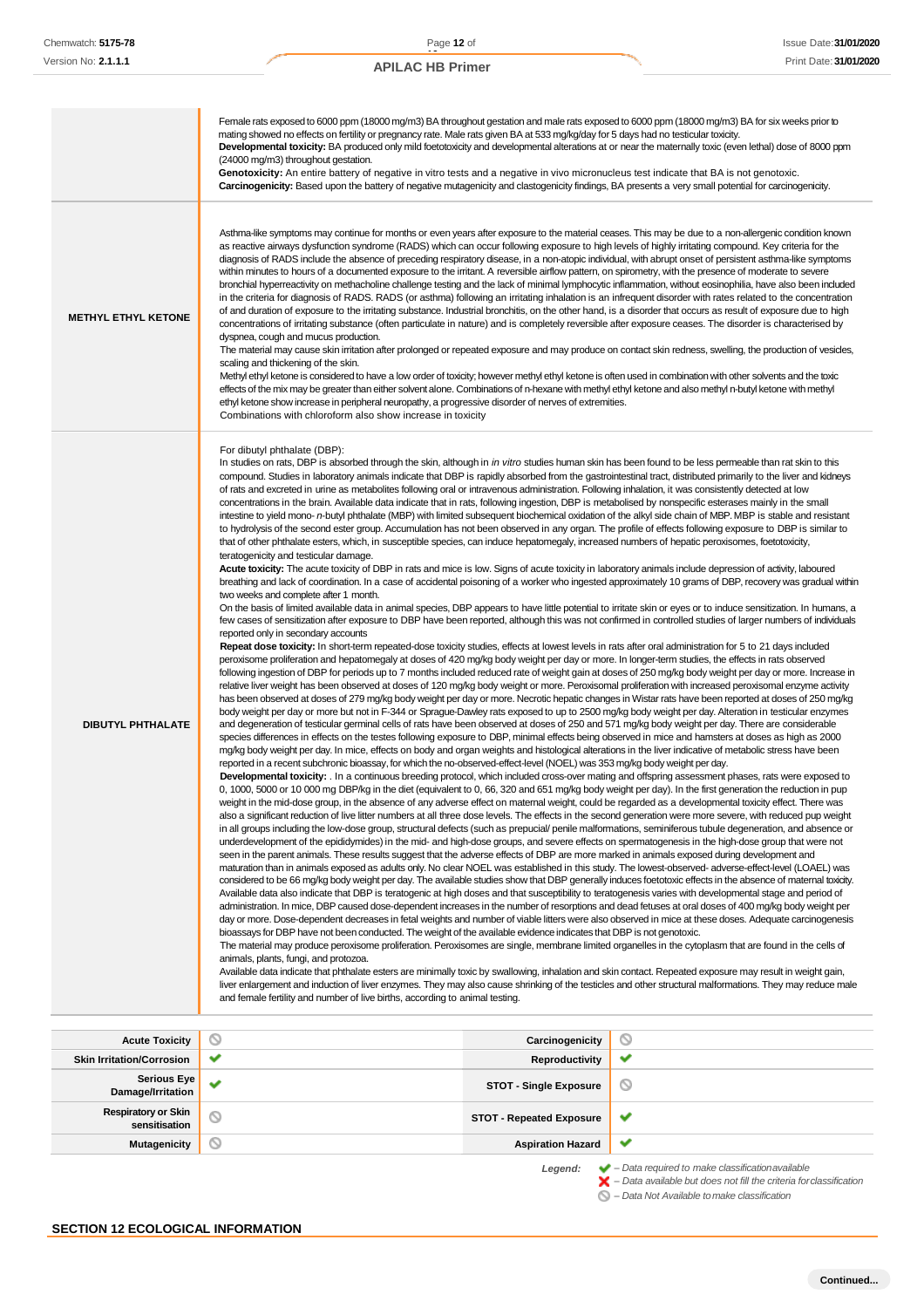| | |
|---|---|
| | Female rats exposed to 6000 ppm (18000 mg/m3) BA throughout gestation and male rats exposed to 6000 ppm (18000 mg/m3) BA for six weeks prior to mating showed no effects on fertility or pregnancy rate. Male rats given BA at 533 mg/kg/day for 5 days had no testicular toxicity. **Developmental toxicity:** BA produced only mild foetotoxicity and developmental alterations at or near the maternally toxic (even lethal) dose of 8000 ppm (24000 mg/m3) throughout gestation. **Genotoxicity:** An entire battery of negative in vitro tests and a negative in vivo micronucleus test indicate that BA is not genotoxic. **Carcinogenicity:** Based upon the battery of negative mutagenicity and clastogenicity findings, BA presents a very small potential for carcinogenicity. |
| **METHYL ETHYL KETONE** | Asthma-like symptoms may continue for months or even years after exposure to the material ceases. This may be due to a non-allergenic condition known as reactive airways dysfunction syndrome (RADS) which can occur following exposure to high levels of highly irritating compound. Key criteria for the diagnosis of RADS include the absence of preceding respiratory disease, in a non-atopic individual, with abrupt onset of persistent asthma-like symptoms within minutes to hours of a documented exposure to the irritant. A reversible airflow pattern, on spirometry, with the presence of moderate to severe bronchial hyperreactivity on methacholine challenge testing and the lack of minimal lymphocytic inflammation, without eosinophilia, have also been included in the criteria for diagnosis of RADS. RADS (or asthma) following an irritating inhalation is an infrequent disorder with rates related to the concentration of and duration of exposure to the irritating substance. Industrial bronchitis, on the other hand, is a disorder that occurs as result of exposure due to high concentrations of irritating substance (often particulate in nature) and is completely reversible after exposure ceases. The disorder is characterised by dyspnea, cough and mucus production. The material may cause skin irritation after prolonged or repeated exposure and may produce on contact skin redness, swelling, the production of vesicles, scaling and thickening of the skin. Methyl ethyl ketone is considered to have a low order of toxicity; however methyl ethyl ketone is often used in combination with other solvents and the toxic effects of the mix may be greater than either solvent alone. Combinations of n-hexane with methyl ethyl ketone and also methyl n-butyl ketone with methyl ethyl ketone show increase in peripheral neuropathy, a progressive disorder of nerves of extremities. Combinations with chloroform also show increase in toxicity |
| **DIBUTYL PHTHALATE** | For dibutyl phthalate (DBP): In studies on rats, DBP is absorbed through the skin, although in *in vitro* studies human skin has been found to be less permeable than rat skin to this compound. Studies in laboratory animals indicate that DBP is rapidly absorbed from the gastrointestinal tract, distributed primarily to the liver and kidneys of rats and excreted in urine as metabolites following oral or intravenous administration. Following inhalation, it was consistently detected at low concentrations in the brain. Available data indicate that in rats, following ingestion, DBP is metabolised by nonspecific esterases mainly in the small intestine to yield mono- *n*-butyl phthalate (MBP) with limited subsequent biochemical oxidation of the alkyl side chain of MBP. MBP is stable and resistant to hydrolysis of the second ester group. Accumulation has not been observed in any organ. The profile of effects following exposure to DBP is similar to that of other phthalate esters, which, in susceptible species, can induce hepatomegaly, increased numbers of hepatic peroxisomes, foetotoxicity, teratogenicity and testicular damage. **Acute toxicity:** The acute toxicity of DBP in rats and mice is low. Signs of acute toxicity in laboratory animals include depression of activity, laboured breathing and lack of coordination. In a case of accidental poisoning of a worker who ingested approximately 10 grams of DBP, recovery was gradual within two weeks and complete after 1 month. On the basis of limited available data in animal species, DBP appears to have little potential to irritate skin or eyes or to induce sensitization. In humans, a few cases of sensitization after exposure to DBP have been reported, although this was not confirmed in controlled studies of larger numbers of individuals reported only in secondary accounts **Repeat dose toxicity:** In short-term repeated-dose toxicity studies, effects at lowest levels in rats after oral administration for 5 to 21 days included peroxisome proliferation and hepatomegaly at doses of 420 mg/kg body weight per day or more. In longer-term studies, the effects in rats observed following ingestion of DBP for periods up to 7 months included reduced rate of weight gain at doses of 250 mg/kg body weight per day or more. Increase in relative liver weight has been observed at doses of 120 mg/kg body weight or more. Peroxisomal proliferation with increased peroxisomal enzyme activity has been observed at doses of 279 mg/kg body weight per day or more. Necrotic hepatic changes in Wistar rats have been reported at doses of 250 mg/kg body weight per day or more but not in F-344 or Sprague-Dawley rats exposed to up to 2500 mg/kg body weight per day. Alteration in testicular enzymes and degeneration of testicular germinal cells of rats have been observed at doses of 250 and 571 mg/kg body weight per day. There are considerable species differences in effects on the testes following exposure to DBP, minimal effects being observed in mice and hamsters at doses as high as 2000 mg/kg body weight per day. In mice, effects on body and organ weights and histological alterations in the liver indicative of metabolic stress have been reported in a recent subchronic bioassay, for which the no-observed-effect-level (NOEL) was 353 mg/kg body weight per day. **Developmental toxicity:** . In a continuous breeding protocol, which included cross-over mating and offspring assessment phases, rats were exposed to 0, 1000, 5000 or 10 000 mg DBP/kg in the diet (equivalent to 0, 66, 320 and 651 mg/kg body weight per day). In the first generation the reduction in pup weight in the mid-dose group, in the absence of any adverse effect on maternal weight, could be regarded as a developmental toxicity effect. There was also a significant reduction of live litter numbers at all three dose levels. The effects in the second generation were more severe, with reduced pup weight in all groups including the low-dose group, structural defects (such as prepucial/ penile malformations, seminiferous tubule degeneration, and absence or underdevelopment of the epididymides) in the mid- and high-dose groups, and severe effects on spermatogenesis in the high-dose group that were not seen in the parent animals. These results suggest that the adverse effects of DBP are more marked in animals exposed during development and maturation than in animals exposed as adults only. No clear NOEL was established in this study. The lowest-observed- adverse-effect-level (LOAEL) was considered to be 66 mg/kg body weight per day. The available studies show that DBP generally induces foetotoxic effects in the absence of maternal toxicity. Available data also indicate that DBP is teratogenic at high doses and that susceptibility to teratogenesis varies with developmental stage and period of administration. In mice, DBP caused dose-dependent increases in the number of resorptions and dead fetuses at oral doses of 400 mg/kg body weight per day or more. Dose-dependent decreases in fetal weights and number of viable litters were also observed in mice at these doses. Adequate carcinogenesis bioassays for DBP have not been conducted. The weight of the available evidence indicates that DBP is not genotoxic. The material may produce peroxisome proliferation. Peroxisomes are single, membrane limited organelles in the cytoplasm that are found in the cells of animals, plants, fungi, and protozoa. Available data indicate that phthalate esters are minimally toxic by swallowing, inhalation and skin contact. Repeated exposure may result in weight gain, liver enlargement and induction of liver enzymes. They may also cause shrinking of the testicles and other structural malformations. They may reduce male and female fertility and number of live births, according to animal testing. |

| | | | |
|---|---|---|---|
| **Acute Toxicity** | ⃠ | **Carcinogenicity** | ⃠ |
| **Skin Irritation/Corrosion** | ✔ | **Reproductivity** | ✔ |
| **Serious Eye Damage/Irritation** | ✔ | **STOT - Single Exposure** | ⃠ |
| **Respiratory or Skin sensitisation** | ⃠ | **STOT - Repeated Exposure** | ✔ |
| **Mutagenicity** | ⃠ | **Aspiration Hazard** | ✔ |

*Legend:*
✔ *– Data required to make classification available*
✘ *– Data available but does not fill the criteria for classification*
⃠ *– Data Not Available to make classification*

## SECTION 12 ECOLOGICAL INFORMATION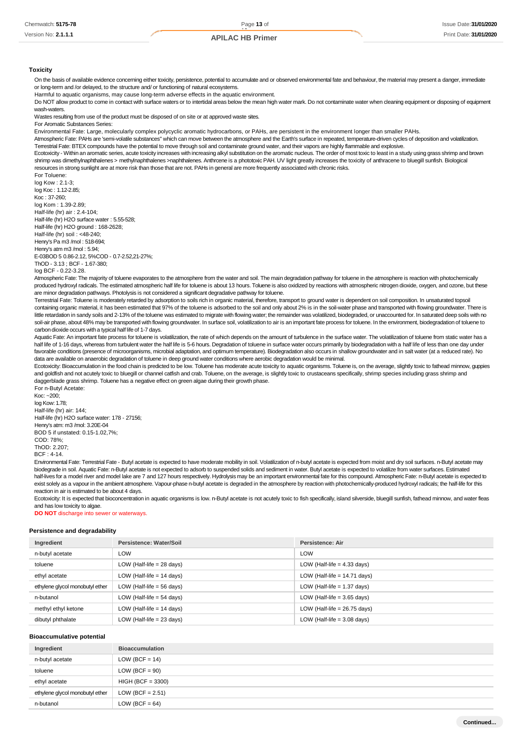### Toxicity

On the basis of available evidence concerning either toxicity, persistence, potential to accumulate and or observed environmental fate and behaviour, the material may present a danger, immediate or long-term and /or delayed, to the structure and/ or functioning of natural ecosystems.
Harmful to aquatic organisms, may cause long-term adverse effects in the aquatic environment.
Do NOT allow product to come in contact with surface waters or to intertidal areas below the mean high water mark. Do not contaminate water when cleaning equipment or disposing of equipment wash-waters.
Wastes resulting from use of the product must be disposed of on site or at approved waste sites.
For Aromatic Substances Series:
Environmental Fate: Large, molecularly complex polycyclic aromatic hydrocarbons, or PAHs, are persistent in the environment longer than smaller PAHs.
Atmospheric Fate: PAHs are 'semi-volatile substances" which can move between the atmosphere and the Earth's surface in repeated, temperature-driven cycles of deposition and volatilization.
Terrestrial Fate: BTEX compounds have the potential to move through soil and contaminate ground water, and their vapors are highly flammable and explosive.
Ecotoxicity - Within an aromatic series, acute toxicity increases with increasing alkyl substitution on the aromatic nucleus. The order of most toxic to least in a study using grass shrimp and brown shrimp was dimethylnaphthalenes > methylnaphthalenes >naphthalenes. Anthrcene is a phototoxic PAH. UV light greatly increases the toxicity of anthracene to bluegill sunfish. Biological resources in strong sunlight are at more risk than those that are not. PAHs in general are more frequently associated with chronic risks.
For Toluene:
log Kow : 2.1-3;
log Koc : 1.12-2.85;
Koc : 37-260;
log Kom : 1.39-2.89;
Half-life (hr) air : 2.4-104;
Half-life (hr) H2O surface water : 5.55-528;
Half-life (hr) H2O ground : 168-2628;
Half-life (hr) soil : <48-240;
Henry's Pa m3 /mol : 518-694;
Henry's atm m3 /mol : 5.94;
E-03BOD 5 0.86-2.12, 5%COD - 0.7-2.52,21-27%;
ThOD - 3.13 ; BCF - 1.67-380;
log BCF - 0.22-3.28.
Atmospheric Fate: The majority of toluene evaporates to the atmosphere from the water and soil. The main degradation pathway for toluene in the atmosphere is reaction with photochemically produced hydroxyl radicals. The estimated atmospheric half life for toluene is about 13 hours. Toluene is also oxidized by reactions with atmospheric nitrogen dioxide, oxygen, and ozone, but these are minor degradation pathways. Photolysis is not considered a significant degradative pathway for toluene.
Terrestrial Fate: Toluene is moderately retarded by adsorption to soils rich in organic material, therefore, transport to ground water is dependent on soil composition. In unsaturated topsoil containing organic material, it has been estimated that 97% of the toluene is adsorbed to the soil and only about 2% is in the soil-water phase and transported with flowing groundwater. There is little retardation in sandy soils and 2-13% of the toluene was estimated to migrate with flowing water; the remainder was volatilized, biodegraded, or unaccounted for. In saturated deep soils with no soil-air phase, about 48% may be transported with flowing groundwater. In surface soil, volatilization to air is an important fate process for toluene. In the environment, biodegradation of toluene to carbon dioxide occurs with a typical half life of 1-7 days.
Aquatic Fate: An important fate process for toluene is volatilization, the rate of which depends on the amount of turbulence in the surface water. The volatilization of toluene from static water has a half life of 1-16 days, whereas from turbulent water the half life is 5-6 hours. Degradation of toluene in surface water occurs primarily by biodegradation with a half life of less than one day under favorable conditions (presence of microorganisms, microbial adaptation, and optimum temperature). Biodegradation also occurs in shallow groundwater and in salt water (at a reduced rate). No data are available on anaerobic degradation of toluene in deep ground water conditions where aerobic degradation would be minimal.
Ecotoxicity: Bioaccumulation in the food chain is predicted to be low. Toluene has moderate acute toxicity to aquatic organisms. Toluene is, on the average, slightly toxic to fathead minnow, guppies and goldfish and not acutely toxic to bluegill or channel catfish and crab. Toluene, on the average, is slightly toxic to crustaceans specifically, shrimp species including grass shrimp and daggerblade grass shrimp. Toluene has a negative effect on green algae during their growth phase.
For n-Butyl Acetate:
Koc: ~200;
log Kow: 1.78;
Half-life (hr) air: 144;
Half-life (hr) H2O surface water: 178 - 27156;
Henry's atm: m3 /mol: 3.20E-04
BOD 5 if unstated: 0.15-1.02,7%;
COD: 78%;
ThOD: 2.207;
BCF : 4-14.
Environmental Fate: Terrestrial Fate - Butyl acetate is expected to have moderate mobility in soil. Volatilization of n-butyl acetate is expected from moist and dry soil surfaces. n-Butyl acetate may biodegrade in soil. Aquatic Fate: n-Butyl acetate is not expected to adsorb to suspended solids and sediment in water. Butyl acetate is expected to volatilize from water surfaces. Estimated half-lives for a model river and model lake are 7 and 127 hours respectively. Hydrolysis may be an important environmental fate for this compound. Atmospheric Fate: n-Butyl acetate is expected to exist solely as a vapour in the ambient atmosphere. Vapour-phase n-butyl acetate is degraded in the atmosphere by reaction with photochemically-produced hydroxyl radicals; the half-life for this reaction in air is estimated to be about 4 days.
Ecotoxicity: It is expected that bioconcentration in aquatic organisms is low. n-Butyl acetate is not acutely toxic to fish specifically, island silverside, bluegill sunfish, fathead minnow, and water fleas and has low toxicity to algae.
**DO NOT** discharge into sewer or waterways.

### Persistence and degradability

| Ingredient | Persistence: Water/Soil | Persistence: Air |
|---|---|---|
| n-butyl acetate | LOW | LOW |
| toluene | LOW (Half-life = 28 days) | LOW (Half-life = 4.33 days) |
| ethyl acetate | LOW (Half-life = 14 days) | LOW (Half-life = 14.71 days) |
| ethylene glycol monobutyl ether | LOW (Half-life = 56 days) | LOW (Half-life = 1.37 days) |
| n-butanol | LOW (Half-life = 54 days) | LOW (Half-life = 3.65 days) |
| methyl ethyl ketone | LOW (Half-life = 14 days) | LOW (Half-life = 26.75 days) |
| dibutyl phthalate | LOW (Half-life = 23 days) | LOW (Half-life = 3.08 days) |

### Bioaccumulative potential

| Ingredient | Bioaccumulation |
|---|---|
| n-butyl acetate | LOW (BCF = 14) |
| toluene | LOW (BCF = 90) |
| ethyl acetate | HIGH (BCF = 3300) |
| ethylene glycol monobutyl ether | LOW (BCF = 2.51) |
| n-butanol | LOW (BCF = 64) |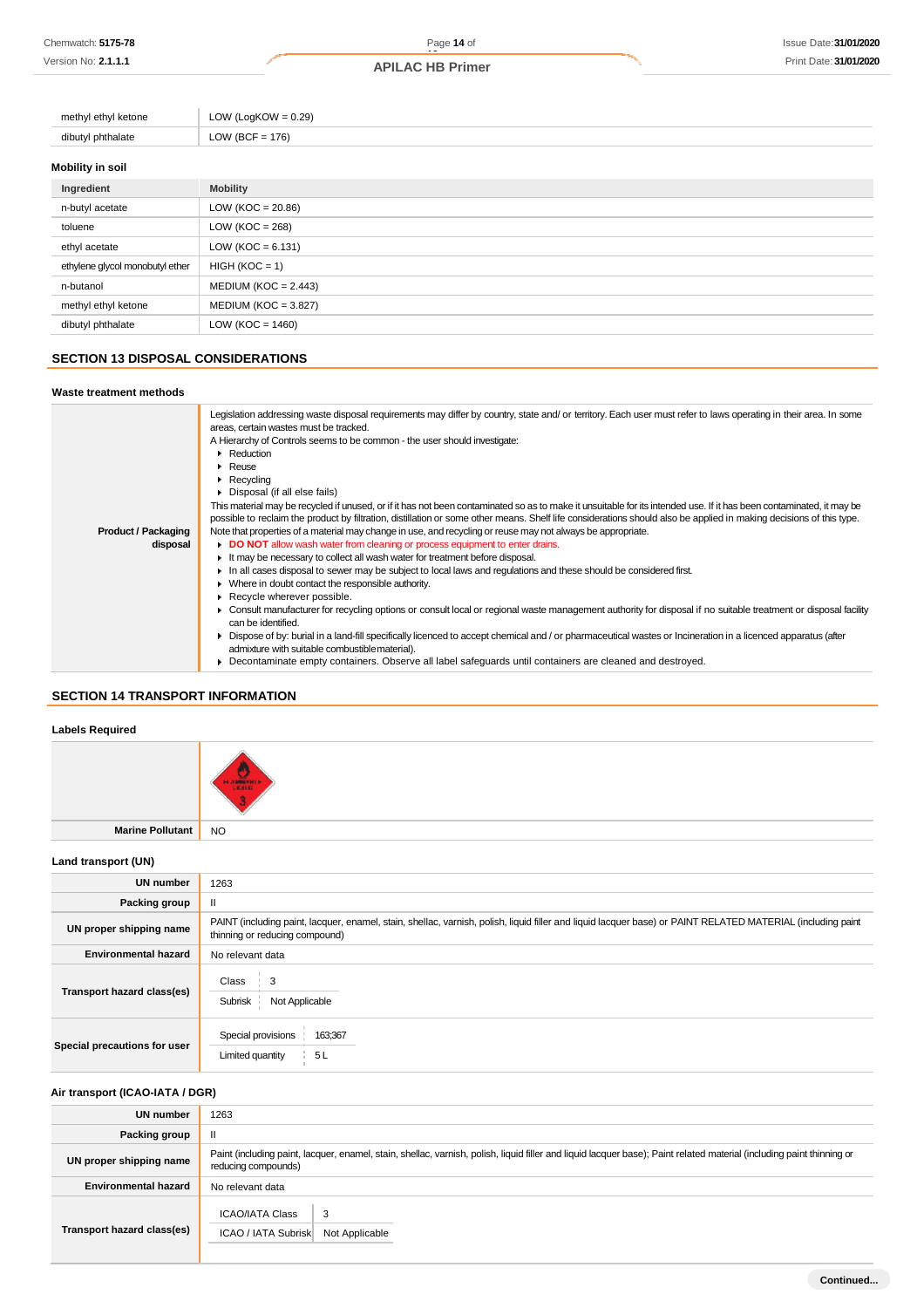| | |
|---|---|
| methyl ethyl ketone | LOW (LogKOW = 0.29) |
| dibutyl phthalate | LOW (BCF = 176) |

### Mobility in soil

| Ingredient | Mobility |
|---|---|
| n-butyl acetate | LOW (KOC = 20.86) |
| toluene | LOW (KOC = 268) |
| ethyl acetate | LOW (KOC = 6.131) |
| ethylene glycol monobutyl ether | HIGH (KOC = 1) |
| n-butanol | MEDIUM (KOC = 2.443) |
| methyl ethyl ketone | MEDIUM (KOC = 3.827) |
| dibutyl phthalate | LOW (KOC = 1460) |

## SECTION 13 DISPOSAL CONSIDERATIONS

### Waste treatment methods

| | |
|---|---|
| **Product / Packaging disposal** | Legislation addressing waste disposal requirements may differ by country, state and/ or territory. Each user must refer to laws operating in their area. In some areas, certain wastes must be tracked.<br>A Hierarchy of Controls seems to be common - the user should investigate:<br>▸ Reduction<br>▸ Reuse<br>▸ Recycling<br>▸ Disposal (if all else fails)<br>This material may be recycled if unused, or if it has not been contaminated so as to make it unsuitable for its intended use. If it has been contaminated, it may be possible to reclaim the product by filtration, distillation or some other means. Shelf life considerations should also be applied in making decisions of this type. Note that properties of a material may change in use, and recycling or reuse may not always be appropriate.<br>▸ **DO NOT** allow wash water from cleaning or process equipment to enter drains.<br>▸ It may be necessary to collect all wash water for treatment before disposal.<br>▸ In all cases disposal to sewer may be subject to local laws and regulations and these should be considered first.<br>▸ Where in doubt contact the responsible authority.<br>▸ Recycle wherever possible.<br>▸ Consult manufacturer for recycling options or consult local or regional waste management authority for disposal if no suitable treatment or disposal facility can be identified.<br>▸ Dispose of by: burial in a land-fill specifically licenced to accept chemical and / or pharmaceutical wastes or Incineration in a licenced apparatus (after admixture with suitable combustible material).<br>▸ Decontaminate empty containers. Observe all label safeguards until containers are cleaned and destroyed. |

## SECTION 14 TRANSPORT INFORMATION

### Labels Required

| | |
|---|---|
| | |
| **Marine Pollutant** | NO |

### Land transport (UN)

| | |
|---|---|
| **UN number** | 1263 |
| **Packing group** | II |
| **UN proper shipping name** | PAINT (including paint, lacquer, enamel, stain, shellac, varnish, polish, liquid filler and liquid lacquer base) or PAINT RELATED MATERIAL (including paint thinning or reducing compound) |
| **Environmental hazard** | No relevant data |
| **Transport hazard class(es)** | Class: 3<br>Subrisk: Not Applicable |
| **Special precautions for user** | Special provisions: 163;367<br>Limited quantity: 5 L |

### Air transport (ICAO-IATA / DGR)

| | |
|---|---|
| **UN number** | 1263 |
| **Packing group** | II |
| **UN proper shipping name** | Paint (including paint, lacquer, enamel, stain, shellac, varnish, polish, liquid filler and liquid lacquer base); Paint related material (including paint thinning or reducing compounds) |
| **Environmental hazard** | No relevant data |
| **Transport hazard class(es)** | ICAO/IATA Class: 3<br>ICAO / IATA Subrisk: Not Applicable |

Continued...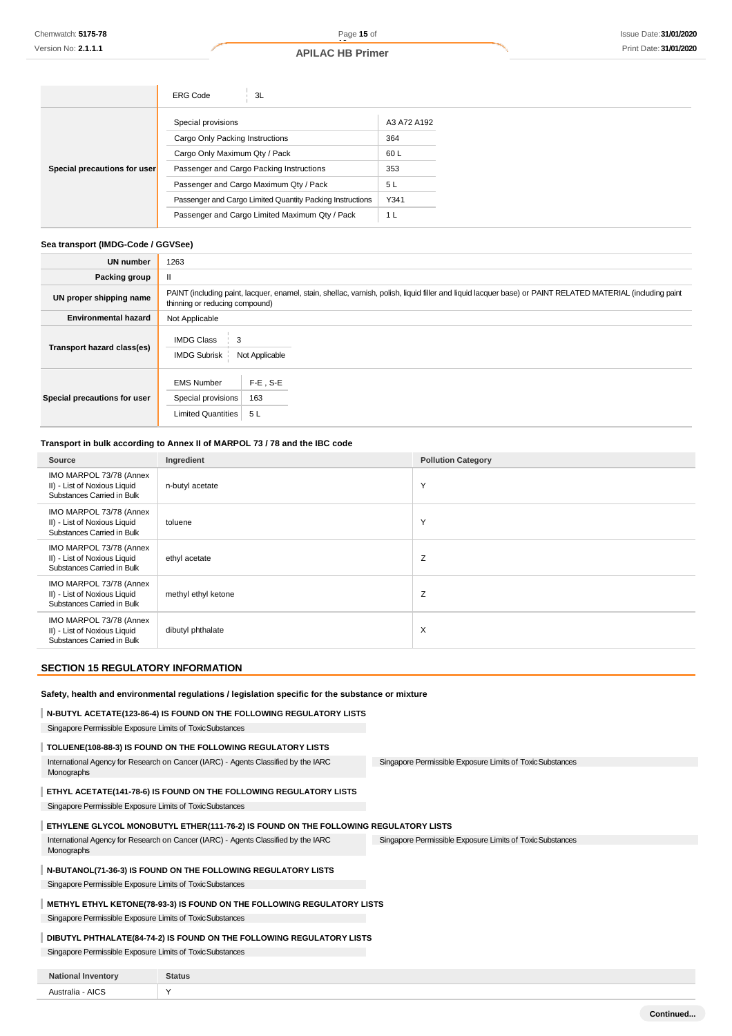| | | |
|---|---|---|
| | ERG Code | 3L |
| Special precautions for user | Special provisions | A3 A72 A192 |
| | Cargo Only Packing Instructions | 364 |
| | Cargo Only Maximum Qty / Pack | 60 L |
| | Passenger and Cargo Packing Instructions | 353 |
| | Passenger and Cargo Maximum Qty / Pack | 5 L |
| | Passenger and Cargo Limited Quantity Packing Instructions | Y341 |
| | Passenger and Cargo Limited Maximum Qty / Pack | 1 L |

**Sea transport (IMDG-Code / GGVSee)**

| | |
|---|---|
| UN number | 1263 |
| Packing group | II |
| UN proper shipping name | PAINT (including paint, lacquer, enamel, stain, shellac, varnish, polish, liquid filler and liquid lacquer base) or PAINT RELATED MATERIAL (including paint thinning or reducing compound) |
| Environmental hazard | Not Applicable |
| Transport hazard class(es) | IMDG Class: 3<br>IMDG Subrisk: Not Applicable |
| Special precautions for user | EMS Number: F-E , S-E<br>Special provisions: 163<br>Limited Quantities: 5 L |

**Transport in bulk according to Annex II of MARPOL 73 / 78 and the IBC code**

| Source | Ingredient | Pollution Category |
|---|---|---|
| IMO MARPOL 73/78 (Annex II) - List of Noxious Liquid Substances Carried in Bulk | n-butyl acetate | Y |
| IMO MARPOL 73/78 (Annex II) - List of Noxious Liquid Substances Carried in Bulk | toluene | Y |
| IMO MARPOL 73/78 (Annex II) - List of Noxious Liquid Substances Carried in Bulk | ethyl acetate | Z |
| IMO MARPOL 73/78 (Annex II) - List of Noxious Liquid Substances Carried in Bulk | methyl ethyl ketone | Z |
| IMO MARPOL 73/78 (Annex II) - List of Noxious Liquid Substances Carried in Bulk | dibutyl phthalate | X |

## SECTION 15 REGULATORY INFORMATION

**Safety, health and environmental regulations / legislation specific for the substance or mixture**

**N-BUTYL ACETATE(123-86-4) IS FOUND ON THE FOLLOWING REGULATORY LISTS**

Singapore Permissible Exposure Limits of Toxic Substances

**TOLUENE(108-88-3) IS FOUND ON THE FOLLOWING REGULATORY LISTS**

International Agency for Research on Cancer (IARC) - Agents Classified by the IARC Monographs

Singapore Permissible Exposure Limits of Toxic Substances

**ETHYL ACETATE(141-78-6) IS FOUND ON THE FOLLOWING REGULATORY LISTS**

Singapore Permissible Exposure Limits of Toxic Substances

**ETHYLENE GLYCOL MONOBUTYL ETHER(111-76-2) IS FOUND ON THE FOLLOWING REGULATORY LISTS**

International Agency for Research on Cancer (IARC) - Agents Classified by the IARC Monographs

Singapore Permissible Exposure Limits of Toxic Substances

**N-BUTANOL(71-36-3) IS FOUND ON THE FOLLOWING REGULATORY LISTS**

Singapore Permissible Exposure Limits of Toxic Substances

**METHYL ETHYL KETONE(78-93-3) IS FOUND ON THE FOLLOWING REGULATORY LISTS**

Singapore Permissible Exposure Limits of Toxic Substances

**DIBUTYL PHTHALATE(84-74-2) IS FOUND ON THE FOLLOWING REGULATORY LISTS**

Singapore Permissible Exposure Limits of Toxic Substances

| National Inventory | Status |
|---|---|
| Australia - AICS | Y |

Continued...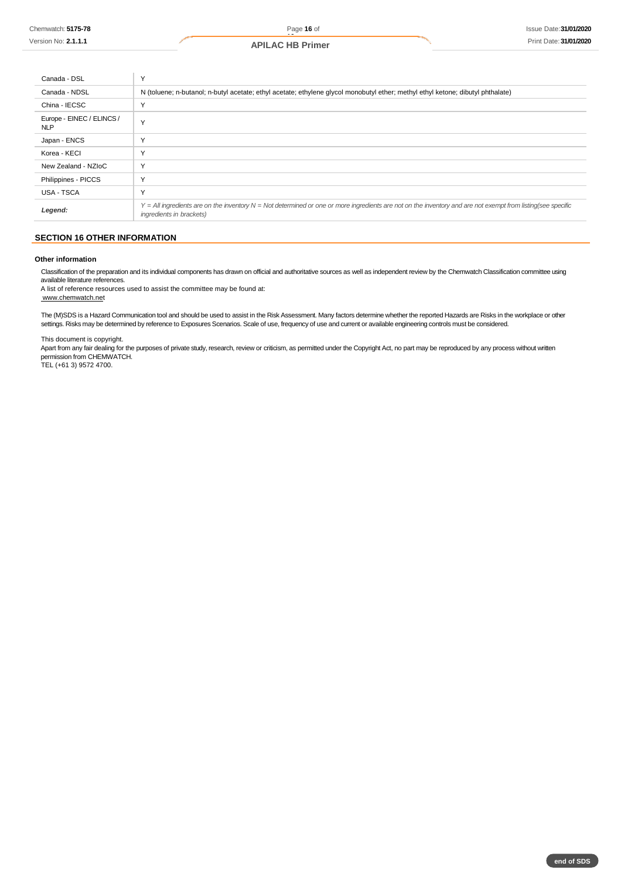| | |
|---|---|
| Canada - DSL | Y |
| Canada - NDSL | N (toluene; n-butanol; n-butyl acetate; ethyl acetate; ethylene glycol monobutyl ether; methyl ethyl ketone; dibutyl phthalate) |
| China - IECSC | Y |
| Europe - EINEC / ELINCS / NLP | Y |
| Japan - ENCS | Y |
| Korea - KECI | Y |
| New Zealand - NZIoC | Y |
| Philippines - PICCS | Y |
| USA - TSCA | Y |
| ***Legend:*** | *Y = All ingredients are on the inventory N = Not determined or one or more ingredients are not on the inventory and are not exempt from listing(see specific ingredients in brackets)* |

## SECTION 16 OTHER INFORMATION

### Other information

Classification of the preparation and its individual components has drawn on official and authoritative sources as well as independent review by the Chemwatch Classification committee using available literature references.
A list of reference resources used to assist the committee may be found at:
www.chemwatch.net

The (M)SDS is a Hazard Communication tool and should be used to assist in the Risk Assessment. Many factors determine whether the reported Hazards are Risks in the workplace or other settings. Risks may be determined by reference to Exposures Scenarios. Scale of use, frequency of use and current or available engineering controls must be considered.

This document is copyright.
Apart from any fair dealing for the purposes of private study, research, review or criticism, as permitted under the Copyright Act, no part may be reproduced by any process without written permission from CHEMWATCH.
TEL (+61 3) 9572 4700.

**end of SDS**